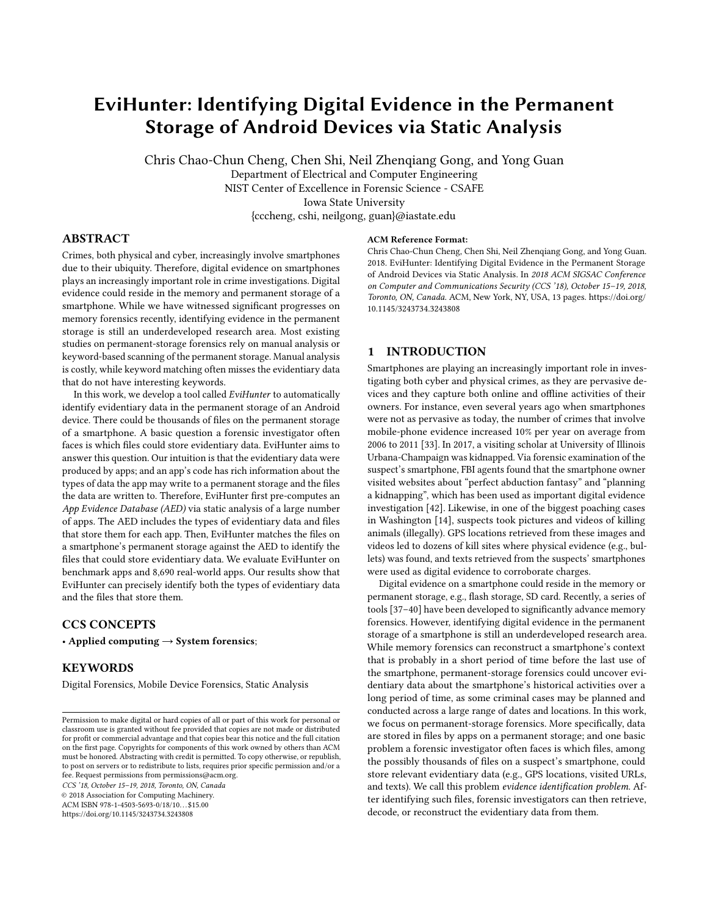# EviHunter: Identifying Digital Evidence in the Permanent Storage of Android Devices via Static Analysis

Chris Chao-Chun Cheng, Chen Shi, Neil Zhenqiang Gong, and Yong Guan

Department of Electrical and Computer Engineering
NIST Center of Excellence in Forensic Science - CSAFE
Iowa State University
{cccheng, cshi, neilgong, guan}@iastate.edu

## ABSTRACT

Crimes, both physical and cyber, increasingly involve smartphones due to their ubiquity. Therefore, digital evidence on smartphones plays an increasingly important role in crime investigations. Digital evidence could reside in the memory and permanent storage of a smartphone. While we have witnessed significant progresses on memory forensics recently, identifying evidence in the permanent storage is still an underdeveloped research area. Most existing studies on permanent-storage forensics rely on manual analysis or keyword-based scanning of the permanent storage. Manual analysis is costly, while keyword matching often misses the evidentiary data that do not have interesting keywords.

In this work, we develop a tool called *EviHunter* to automatically identify evidentiary data in the permanent storage of an Android device. There could be thousands of files on the permanent storage of a smartphone. A basic question a forensic investigator often faces is which files could store evidentiary data. EviHunter aims to answer this question. Our intuition is that the evidentiary data were produced by apps; and an app's code has rich information about the types of data the app may write to a permanent storage and the files the data are written to. Therefore, EviHunter first pre-computes an *App Evidence Database (AED)* via static analysis of a large number of apps. The AED includes the types of evidentiary data and files that store them for each app. Then, EviHunter matches the files on a smartphone's permanent storage against the AED to identify the files that could store evidentiary data. We evaluate EviHunter on benchmark apps and 8,690 real-world apps. Our results show that EviHunter can precisely identify both the types of evidentiary data and the files that store them.

## CCS CONCEPTS

• **Applied computing → System forensics**;

## KEYWORDS

Digital Forensics, Mobile Device Forensics, Static Analysis

Permission to make digital or hard copies of all or part of this work for personal or classroom use is granted without fee provided that copies are not made or distributed for profit or commercial advantage and that copies bear this notice and the full citation on the first page. Copyrights for components of this work owned by others than ACM must be honored. Abstracting with credit is permitted. To copy otherwise, or republish, to post on servers or to redistribute to lists, requires prior specific permission and/or a fee. Request permissions from permissions@acm.org.
*CCS '18, October 15–19, 2018, Toronto, ON, Canada*
© 2018 Association for Computing Machinery.
ACM ISBN 978-1-4503-5693-0/18/10...$15.00
https://doi.org/10.1145/3243734.3243808

**ACM Reference Format:**
Chris Chao-Chun Cheng, Chen Shi, Neil Zhenqiang Gong, and Yong Guan. 2018. EviHunter: Identifying Digital Evidence in the Permanent Storage of Android Devices via Static Analysis. In *2018 ACM SIGSAC Conference on Computer and Communications Security (CCS '18), October 15–19, 2018, Toronto, ON, Canada.* ACM, New York, NY, USA, 13 pages. https://doi.org/10.1145/3243734.3243808

## 1 INTRODUCTION

Smartphones are playing an increasingly important role in investigating both cyber and physical crimes, as they are pervasive devices and they capture both online and offline activities of their owners. For instance, even several years ago when smartphones were not as pervasive as today, the number of crimes that involve mobile-phone evidence increased 10% per year on average from 2006 to 2011 [33]. In 2017, a visiting scholar at University of Illinois Urbana-Champaign was kidnapped. Via forensic examination of the suspect's smartphone, FBI agents found that the smartphone owner visited websites about "perfect abduction fantasy" and "planning a kidnapping", which has been used as important digital evidence investigation [42]. Likewise, in one of the biggest poaching cases in Washington [14], suspects took pictures and videos of killing animals (illegally). GPS locations retrieved from these images and videos led to dozens of kill sites where physical evidence (e.g., bullets) was found, and texts retrieved from the suspects' smartphones were used as digital evidence to corroborate charges.

Digital evidence on a smartphone could reside in the memory or permanent storage, e.g., flash storage, SD card. Recently, a series of tools [37–40] have been developed to significantly advance memory forensics. However, identifying digital evidence in the permanent storage of a smartphone is still an underdeveloped research area. While memory forensics can reconstruct a smartphone's context that is probably in a short period of time before the last use of the smartphone, permanent-storage forensics could uncover evidentiary data about the smartphone's historical activities over a long period of time, as some criminal cases may be planned and conducted across a large range of dates and locations. In this work, we focus on permanent-storage forensics. More specifically, data are stored in files by apps on a permanent storage; and one basic problem a forensic investigator often faces is which files, among the possibly thousands of files on a suspect's smartphone, could store relevant evidentiary data (e.g., GPS locations, visited URLs, and texts). We call this problem *evidence identification problem*. After identifying such files, forensic investigators can then retrieve, decode, or reconstruct the evidentiary data from them.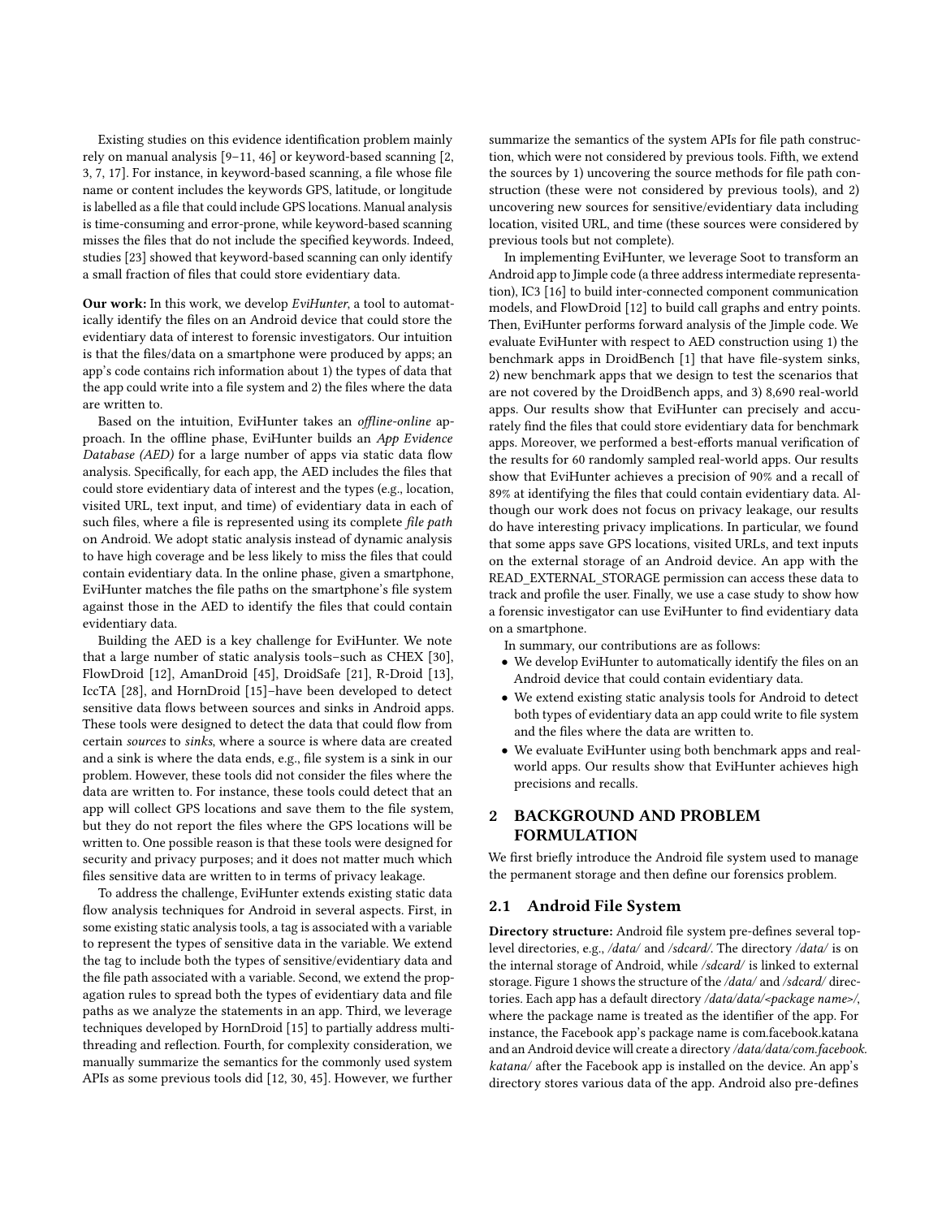Existing studies on this evidence identification problem mainly rely on manual analysis [9–11, 46] or keyword-based scanning [2, 3, 7, 17]. For instance, in keyword-based scanning, a file whose file name or content includes the keywords GPS, latitude, or longitude is labelled as a file that could include GPS locations. Manual analysis is time-consuming and error-prone, while keyword-based scanning misses the files that do not include the specified keywords. Indeed, studies [23] showed that keyword-based scanning can only identify a small fraction of files that could store evidentiary data.

**Our work:** In this work, we develop *EviHunter*, a tool to automatically identify the files on an Android device that could store the evidentiary data of interest to forensic investigators. Our intuition is that the files/data on a smartphone were produced by apps; an app's code contains rich information about 1) the types of data that the app could write into a file system and 2) the files where the data are written to.

Based on the intuition, EviHunter takes an *offline-online* approach. In the offline phase, EviHunter builds an *App Evidence Database (AED)* for a large number of apps via static data flow analysis. Specifically, for each app, the AED includes the files that could store evidentiary data of interest and the types (e.g., location, visited URL, text input, and time) of evidentiary data in each of such files, where a file is represented using its complete *file path* on Android. We adopt static analysis instead of dynamic analysis to have high coverage and be less likely to miss the files that could contain evidentiary data. In the online phase, given a smartphone, EviHunter matches the file paths on the smartphone's file system against those in the AED to identify the files that could contain evidentiary data.

Building the AED is a key challenge for EviHunter. We note that a large number of static analysis tools–such as CHEX [30], FlowDroid [12], AmanDroid [45], DroidSafe [21], R-Droid [13], IccTA [28], and HornDroid [15]–have been developed to detect sensitive data flows between sources and sinks in Android apps. These tools were designed to detect the data that could flow from certain *sources* to *sinks*, where a source is where data are created and a sink is where the data ends, e.g., file system is a sink in our problem. However, these tools did not consider the files where the data are written to. For instance, these tools could detect that an app will collect GPS locations and save them to the file system, but they do not report the files where the GPS locations will be written to. One possible reason is that these tools were designed for security and privacy purposes; and it does not matter much which files sensitive data are written to in terms of privacy leakage.

To address the challenge, EviHunter extends existing static data flow analysis techniques for Android in several aspects. First, in some existing static analysis tools, a tag is associated with a variable to represent the types of sensitive data in the variable. We extend the tag to include both the types of sensitive/evidentiary data and the file path associated with a variable. Second, we extend the propagation rules to spread both the types of evidentiary data and file paths as we analyze the statements in an app. Third, we leverage techniques developed by HornDroid [15] to partially address multi-threading and reflection. Fourth, for complexity consideration, we manually summarize the semantics for the commonly used system APIs as some previous tools did [12, 30, 45]. However, we further summarize the semantics of the system APIs for file path construction, which were not considered by previous tools. Fifth, we extend the sources by 1) uncovering the source methods for file path construction (these were not considered by previous tools), and 2) uncovering new sources for sensitive/evidentiary data including location, visited URL, and time (these sources were considered by previous tools but not complete).

In implementing EviHunter, we leverage Soot to transform an Android app to Jimple code (a three address intermediate representation), IC3 [16] to build inter-connected component communication models, and FlowDroid [12] to build call graphs and entry points. Then, EviHunter performs forward analysis of the Jimple code. We evaluate EviHunter with respect to AED construction using 1) the benchmark apps in DroidBench [1] that have file-system sinks, 2) new benchmark apps that we design to test the scenarios that are not covered by the DroidBench apps, and 3) 8,690 real-world apps. Our results show that EviHunter can precisely and accurately find the files that could store evidentiary data for benchmark apps. Moreover, we performed a best-efforts manual verification of the results for 60 randomly sampled real-world apps. Our results show that EviHunter achieves a precision of 90% and a recall of 89% at identifying the files that could contain evidentiary data. Although our work does not focus on privacy leakage, our results do have interesting privacy implications. In particular, we found that some apps save GPS locations, visited URLs, and text inputs on the external storage of an Android device. An app with the READ_EXTERNAL_STORAGE permission can access these data to track and profile the user. Finally, we use a case study to show how a forensic investigator can use EviHunter to find evidentiary data on a smartphone.

In summary, our contributions are as follows:

- We develop EviHunter to automatically identify the files on an Android device that could contain evidentiary data.
- We extend existing static analysis tools for Android to detect both types of evidentiary data an app could write to file system and the files where the data are written to.
- We evaluate EviHunter using both benchmark apps and real-world apps. Our results show that EviHunter achieves high precisions and recalls.

## 2 BACKGROUND AND PROBLEM FORMULATION

We first briefly introduce the Android file system used to manage the permanent storage and then define our forensics problem.

### 2.1 Android File System

**Directory structure:** Android file system pre-defines several top-level directories, e.g., */data/* and */sdcard/*. The directory */data/* is on the internal storage of Android, while */sdcard/* is linked to external storage. Figure 1 shows the structure of the */data/* and */sdcard/* directories. Each app has a default directory */data/data/<package name>/*, where the package name is treated as the identifier of the app. For instance, the Facebook app's package name is com.facebook.katana and an Android device will create a directory */data/data/com.facebook.katana/* after the Facebook app is installed on the device. An app's directory stores various data of the app. Android also pre-defines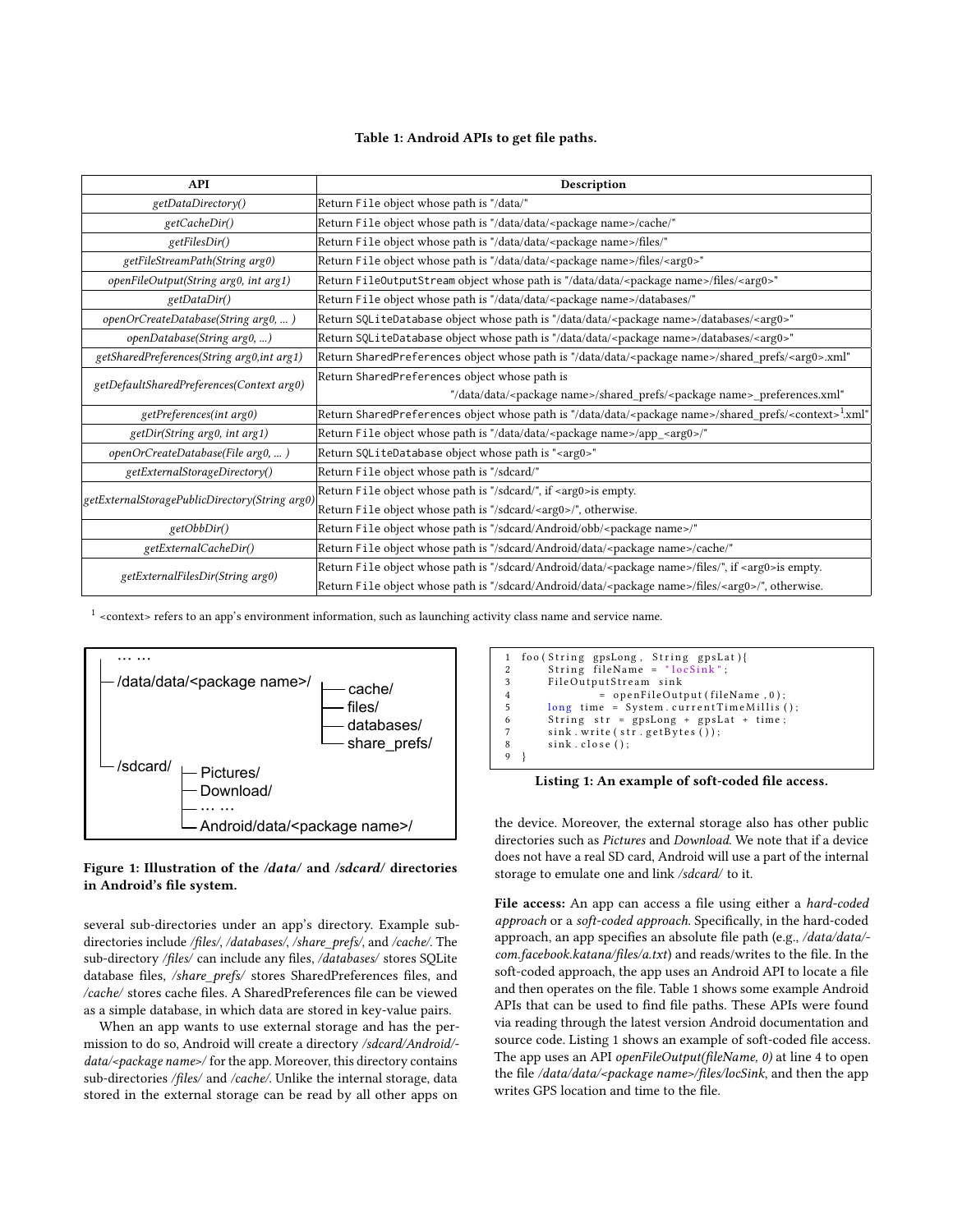**Table 1: Android APIs to get file paths.**

| API | Description |
|---|---|
| *getDataDirectory()* | Return `File` object whose path is "/data/" |
| *getCacheDir()* | Return `File` object whose path is "/data/data/<package name>/cache/" |
| *getFilesDir()* | Return `File` object whose path is "/data/data/<package name>/files/" |
| *getFileStreamPath(String arg0)* | Return `File` object whose path is "/data/data/<package name>/files/<arg0>" |
| *openFileOutput(String arg0, int arg1)* | Return `FileOutputStream` object whose path is "/data/data/<package name>/files/<arg0>" |
| *getDataDir()* | Return `File` object whose path is "/data/data/<package name>/databases/" |
| *openOrCreateDatabase(String arg0, ... )* | Return `SQLiteDatabase` object whose path is "/data/data/<package name>/databases/<arg0>" |
| *openDatabase(String arg0, ...)* | Return `SQLiteDatabase` object whose path is "/data/data/<package name>/databases/<arg0>" |
| *getSharedPreferences(String arg0,int arg1)* | Return `SharedPreferences` object whose path is "/data/data/<package name>/shared_prefs/<arg0>.xml" |
| *getDefaultSharedPreferences(Context arg0)* | Return `SharedPreferences` object whose path is "/data/data/<package name>/shared_prefs/<package name>_preferences.xml" |
| *getPreferences(int arg0)* | Return `SharedPreferences` object whose path is "/data/data/<package name>/shared_prefs/<context>[1].xml" |
| *getDir(String arg0, int arg1)* | Return `File` object whose path is "/data/data/<package name>/app_<arg0>/" |
| *openOrCreateDatabase(File arg0, ... )* | Return `SQLiteDatabase` object whose path is "<arg0>" |
| *getExternalStorageDirectory()* | Return `File` object whose path is "/sdcard/" |
| *getExternalStoragePublicDirectory(String arg0)* | Return `File` object whose path is "/sdcard/", if <arg0>is empty.<br>Return `File` object whose path is "/sdcard/<arg0>/", otherwise. |
| *getObbDir()* | Return `File` object whose path is "/sdcard/Android/obb/<package name>/" |
| *getExternalCacheDir()* | Return `File` object whose path is "/sdcard/Android/data/<package name>/cache/" |
| *getExternalFilesDir(String arg0)* | Return `File` object whose path is "/sdcard/Android/data/<package name>/files/", if <arg0>is empty.<br>Return `File` object whose path is "/sdcard/Android/data/<package name>/files/<arg0>/", otherwise. |

[1] <context> refers to an app's environment information, such as launching activity class name and service name.

```
… …
/data/data/<package name>/
        ├─ cache/
        ├─ files/
        ├─ databases/
        └─ share_prefs/
/sdcard/
        ├─ Pictures/
        ├─ Download/
        ├─ … …
        └─ Android/data/<package name>/
```

**Figure 1: Illustration of the */data/* and */sdcard/* directories in Android's file system.**

several sub-directories under an app's directory. Example sub-directories include */files/*, */databases/*, */share_prefs/*, and */cache/*. The sub-directory */files/* can include any files, */databases/* stores SQLite database files, */share_prefs/* stores SharedPreferences files, and */cache/* stores cache files. A SharedPreferences file can be viewed as a simple database, in which data are stored in key-value pairs.

When an app wants to use external storage and has the permission to do so, Android will create a directory */sdcard/Android/data/<package name>/* for the app. Moreover, this directory contains sub-directories */files/* and */cache/*. Unlike the internal storage, data stored in the external storage can be read by all other apps on the device. Moreover, the external storage also has other public directories such as *Pictures* and *Download*. We note that if a device does not have a real SD card, Android will use a part of the internal storage to emulate one and link */sdcard/* to it.

```
1  foo(String gpsLong, String gpsLat){
2      String fileName = "locSink";
3      FileOutputStream sink
4              = openFileOutput(fileName,0);
5      long time = System.currentTimeMillis();
6      String str = gpsLong + gpsLat + time;
7      sink.write(str.getBytes());
8      sink.close();
9  }
```

**Listing 1: An example of soft-coded file access.**

**File access:** An app can access a file using either a *hard-coded approach* or a *soft-coded approach*. Specifically, in the hard-coded approach, an app specifies an absolute file path (e.g., */data/data/com.facebook.katana/files/a.txt*) and reads/writes to the file. In the soft-coded approach, the app uses an Android API to locate a file and then operates on the file. Table 1 shows some example Android APIs that can be used to find file paths. These APIs were found via reading through the latest version Android documentation and source code. Listing 1 shows an example of soft-coded file access. The app uses an API *openFileOutput(fileName, 0)* at line 4 to open the file */data/data/<package name>/files/locSink*, and then the app writes GPS location and time to the file.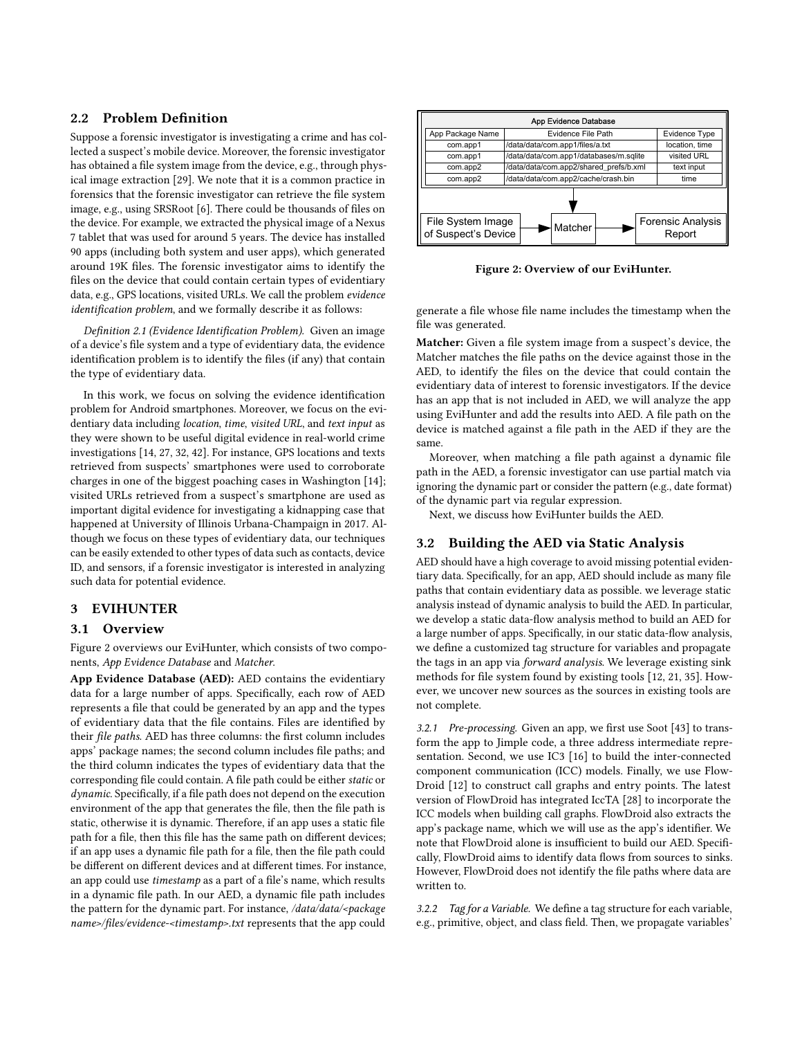## 2.2 Problem Definition

Suppose a forensic investigator is investigating a crime and has collected a suspect's mobile device. Moreover, the forensic investigator has obtained a file system image from the device, e.g., through physical image extraction [29]. We note that it is a common practice in forensics that the forensic investigator can retrieve the file system image, e.g., using SRSRoot [6]. There could be thousands of files on the device. For example, we extracted the physical image of a Nexus 7 tablet that was used for around 5 years. The device has installed 90 apps (including both system and user apps), which generated around 19K files. The forensic investigator aims to identify the files on the device that could contain certain types of evidentiary data, e.g., GPS locations, visited URLs. We call the problem *evidence identification problem*, and we formally describe it as follows:

*Definition 2.1 (Evidence Identification Problem).* Given an image of a device's file system and a type of evidentiary data, the evidence identification problem is to identify the files (if any) that contain the type of evidentiary data.

In this work, we focus on solving the evidence identification problem for Android smartphones. Moreover, we focus on the evidentiary data including *location*, *time*, *visited URL*, and *text input* as they were shown to be useful digital evidence in real-world crime investigations [14, 27, 32, 42]. For instance, GPS locations and texts retrieved from suspects' smartphones were used to corroborate charges in one of the biggest poaching cases in Washington [14]; visited URLs retrieved from a suspect's smartphone are used as important digital evidence for investigating a kidnapping case that happened at University of Illinois Urbana-Champaign in 2017. Although we focus on these types of evidentiary data, our techniques can be easily extended to other types of data such as contacts, device ID, and sensors, if a forensic investigator is interested in analyzing such data for potential evidence.

# 3 EVIHUNTER

## 3.1 Overview

Figure 2 overviews our EviHunter, which consists of two components, *App Evidence Database* and *Matcher*.

**App Evidence Database (AED):** AED contains the evidentiary data for a large number of apps. Specifically, each row of AED represents a file that could be generated by an app and the types of evidentiary data that the file contains. Files are identified by their *file paths*. AED has three columns: the first column includes apps' package names; the second column includes file paths; and the third column indicates the types of evidentiary data that the corresponding file could contain. A file path could be either *static* or *dynamic*. Specifically, if a file path does not depend on the execution environment of the app that generates the file, then the file path is static, otherwise it is dynamic. Therefore, if an app uses a static file path for a file, then this file has the same path on different devices; if an app uses a dynamic file path for a file, then the file path could be different on different devices and at different times. For instance, an app could use *timestamp* as a part of a file's name, which results in a dynamic file path. In our AED, a dynamic file path includes the pattern for the dynamic part. For instance, */data/data/<package name>/files/evidence-<timestamp>.txt* represents that the app could generate a file whose file name includes the timestamp when the file was generated.

App Evidence Database

| App Package Name | Evidence File Path | Evidence Type |
|---|---|---|
| com.app1 | /data/data/com.app1/files/a.txt | location, time |
| com.app1 | /data/data/com.app1/databases/m.sqlite | visited URL |
| com.app2 | /data/data/com.app2/shared_prefs/b.xml | text input |
| com.app2 | /data/data/com.app2/cache/crash.bin | time |

File System Image of Suspect's Device → Matcher → Forensic Analysis Report

Figure 2: Overview of our EviHunter.

**Matcher:** Given a file system image from a suspect's device, the Matcher matches the file paths on the device against those in the AED, to identify the files on the device that could contain the evidentiary data of interest to forensic investigators. If the device has an app that is not included in AED, we will analyze the app using EviHunter and add the results into AED. A file path on the device is matched against a file path in the AED if they are the same.

Moreover, when matching a file path against a dynamic file path in the AED, a forensic investigator can use partial match via ignoring the dynamic part or consider the pattern (e.g., date format) of the dynamic part via regular expression.

Next, we discuss how EviHunter builds the AED.

## 3.2 Building the AED via Static Analysis

AED should have a high coverage to avoid missing potential evidentiary data. Specifically, for an app, AED should include as many file paths that contain evidentiary data as possible. we leverage static analysis instead of dynamic analysis to build the AED. In particular, we develop a static data-flow analysis method to build an AED for a large number of apps. Specifically, in our static data-flow analysis, we define a customized tag structure for variables and propagate the tags in an app via *forward analysis*. We leverage existing sink methods for file system found by existing tools [12, 21, 35]. However, we uncover new sources as the sources in existing tools are not complete.

*3.2.1 Pre-processing.* Given an app, we first use Soot [43] to transform the app to Jimple code, a three address intermediate representation. Second, we use IC3 [16] to build the inter-connected component communication (ICC) models. Finally, we use FlowDroid [12] to construct call graphs and entry points. The latest version of FlowDroid has integrated IccTA [28] to incorporate the ICC models when building call graphs. FlowDroid also extracts the app's package name, which we will use as the app's identifier. We note that FlowDroid alone is insufficient to build our AED. Specifically, FlowDroid aims to identify data flows from sources to sinks. However, FlowDroid does not identify the file paths where data are written to.

*3.2.2 Tag for a Variable.* We define a tag structure for each variable, e.g., primitive, object, and class field. Then, we propagate variables'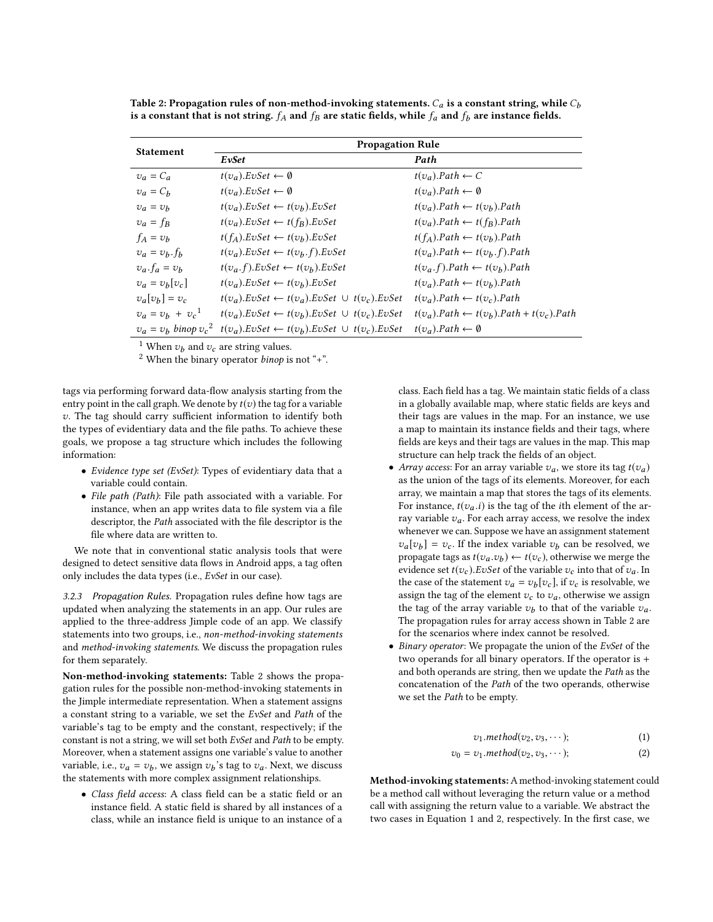**Table 2: Propagation rules of non-method-invoking statements. $C_a$ is a constant string, while $C_b$ is a constant that is not string. $f_A$ and $f_B$ are static fields, while $f_a$ and $f_b$ are instance fields.**

| Statement | Propagation Rule | |
|---|---|---|
| | ***EvSet*** | ***Path*** |
| $v_a = C_a$ | $t(v_a).EvSet \leftarrow \emptyset$ | $t(v_a).Path \leftarrow C$ |
| $v_a = C_b$ | $t(v_a).EvSet \leftarrow \emptyset$ | $t(v_a).Path \leftarrow \emptyset$ |
| $v_a = v_b$ | $t(v_a).EvSet \leftarrow t(v_b).EvSet$ | $t(v_a).Path \leftarrow t(v_b).Path$ |
| $v_a = f_B$ | $t(v_a).EvSet \leftarrow t(f_B).EvSet$ | $t(v_a).Path \leftarrow t(f_B).Path$ |
| $f_A = v_b$ | $t(f_A).EvSet \leftarrow t(v_b).EvSet$ | $t(f_A).Path \leftarrow t(v_b).Path$ |
| $v_a = v_b.f_b$ | $t(v_a).EvSet \leftarrow t(v_b.f).EvSet$ | $t(v_a).Path \leftarrow t(v_b.f).Path$ |
| $v_a.f_a = v_b$ | $t(v_a.f).EvSet \leftarrow t(v_b).EvSet$ | $t(v_a.f).Path \leftarrow t(v_b).Path$ |
| $v_a = v_b[v_c]$ | $t(v_a).EvSet \leftarrow t(v_b).EvSet$ | $t(v_a).Path \leftarrow t(v_b).Path$ |
| $v_a[v_b] = v_c$ | $t(v_a).EvSet \leftarrow t(v_a).EvSet \cup t(v_c).EvSet$ | $t(v_a).Path \leftarrow t(v_c).Path$ |
| $v_a = v_b + v_c$[1] | $t(v_a).EvSet \leftarrow t(v_b).EvSet \cup t(v_c).EvSet$ | $t(v_a).Path \leftarrow t(v_b).Path + t(v_c).Path$ |
| $v_a = v_b \ binop \ v_c$[2] | $t(v_a).EvSet \leftarrow t(v_b).EvSet \cup t(v_c).EvSet$ | $t(v_a).Path \leftarrow \emptyset$ |

[1] When $v_b$ and $v_c$ are string values.
[2] When the binary operator *binop* is not "+".

tags via performing forward data-flow analysis starting from the entry point in the call graph. We denote by $t(v)$ the tag for a variable $v$. The tag should carry sufficient information to identify both the types of evidentiary data and the file paths. To achieve these goals, we propose a tag structure which includes the following information:

- *Evidence type set (EvSet)*: Types of evidentiary data that a variable could contain.
- *File path (Path)*: File path associated with a variable. For instance, when an app writes data to file system via a file descriptor, the *Path* associated with the file descriptor is the file where data are written to.

We note that in conventional static analysis tools that were designed to detect sensitive data flows in Android apps, a tag often only includes the data types (i.e., *EvSet* in our case).

*3.2.3 Propagation Rules.* Propagation rules define how tags are updated when analyzing the statements in an app. Our rules are applied to the three-address Jimple code of an app. We classify statements into two groups, i.e., *non-method-invoking statements* and *method-invoking statements*. We discuss the propagation rules for them separately.

**Non-method-invoking statements:** Table 2 shows the propagation rules for the possible non-method-invoking statements in the Jimple intermediate representation. When a statement assigns a constant string to a variable, we set the *EvSet* and *Path* of the variable's tag to be empty and the constant, respectively; if the constant is not a string, we will set both *EvSet* and *Path* to be empty. Moreover, when a statement assigns one variable's value to another variable, i.e., $v_a = v_b$, we assign $v_b$'s tag to $v_a$. Next, we discuss the statements with more complex assignment relationships.

- *Class field access*: A class field can be a static field or an instance field. A static field is shared by all instances of a class, while an instance field is unique to an instance of a class. Each field has a tag. We maintain static fields of a class in a globally available map, where static fields are keys and their tags are values in the map. For an instance, we use a map to maintain its instance fields and their tags, where fields are keys and their tags are values in the map. This map structure can help track the fields of an object.
- *Array access*: For an array variable $v_a$, we store its tag $t(v_a)$ as the union of the tags of its elements. Moreover, for each array, we maintain a map that stores the tags of its elements. For instance, $t(v_a.i)$ is the tag of the $i$th element of the array variable $v_a$. For each array access, we resolve the index whenever we can. Suppose we have an assignment statement $v_a[v_b] = v_c$. If the index variable $v_b$ can be resolved, we propagate tags as $t(v_a.v_b) \leftarrow t(v_c)$, otherwise we merge the evidence set $t(v_c).EvSet$ of the variable $v_c$ into that of $v_a$. In the case of the statement $v_a = v_b[v_c]$, if $v_c$ is resolvable, we assign the tag of the element $v_c$ to $v_a$, otherwise we assign the tag of the array variable $v_b$ to that of the variable $v_a$. The propagation rules for array access shown in Table 2 are for the scenarios where index cannot be resolved.
- *Binary operator*: We propagate the union of the *EvSet* of the two operands for all binary operators. If the operator is + and both operands are string, then we update the *Path* as the concatenation of the *Path* of the two operands, otherwise we set the *Path* to be empty.

$$v_1.method(v_2, v_3, \cdots); \tag{1}$$

$$v_0 = v_1.method(v_2, v_3, \cdots); \tag{2}$$

**Method-invoking statements:** A method-invoking statement could be a method call without leveraging the return value or a method call with assigning the return value to a variable. We abstract the two cases in Equation 1 and 2, respectively. In the first case, we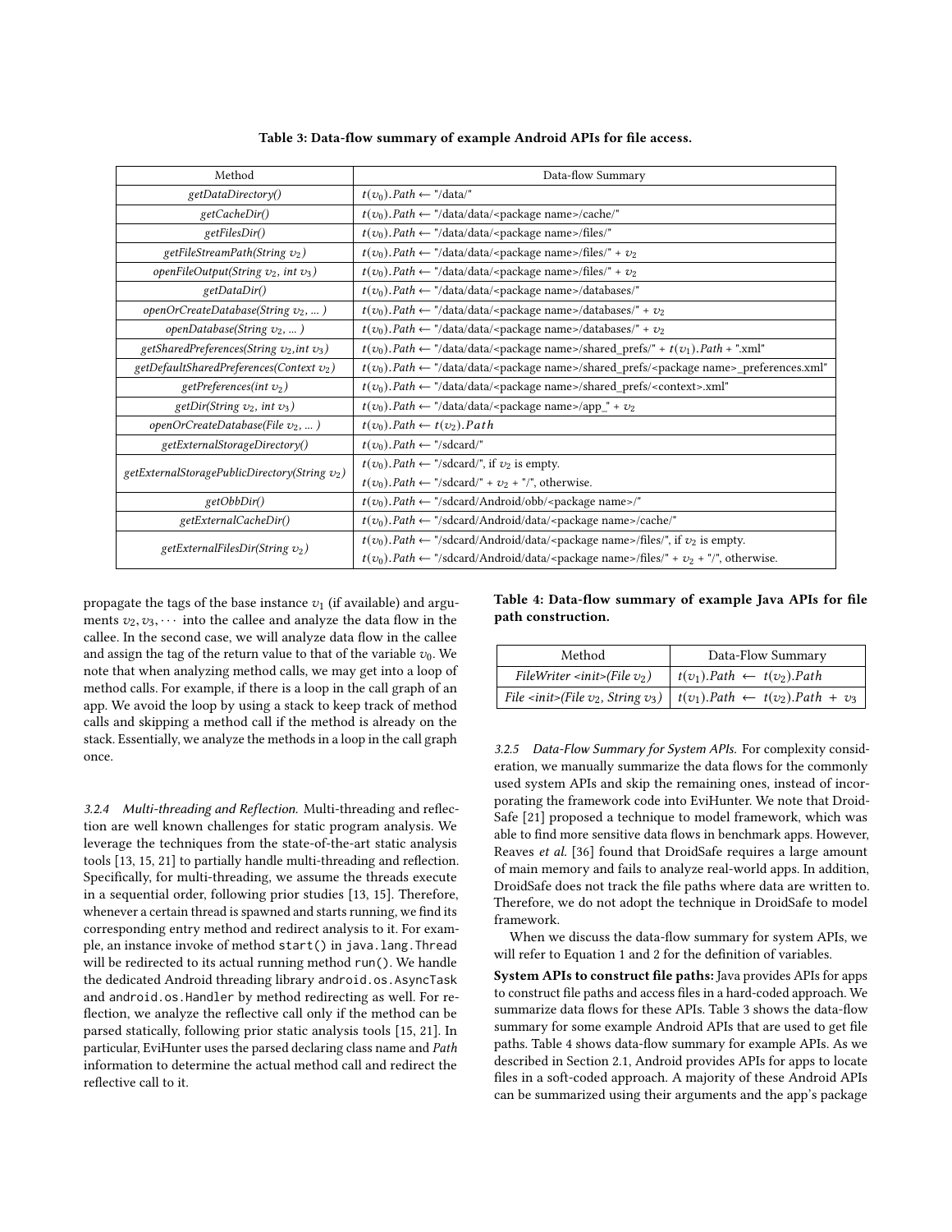Table 3: Data-flow summary of example Android APIs for file access.

| Method | Data-flow Summary |
|---|---|
| *getDataDirectory()* | $t(v_0).Path \leftarrow$ "/data/" |
| *getCacheDir()* | $t(v_0).Path \leftarrow$ "/data/data/<package name>/cache/" |
| *getFilesDir()* | $t(v_0).Path \leftarrow$ "/data/data/<package name>/files/" |
| *getFileStreamPath(String $v_2$)* | $t(v_0).Path \leftarrow$ "/data/data/<package name>/files/" + $v_2$ |
| *openFileOutput(String $v_2$, int $v_3$)* | $t(v_0).Path \leftarrow$ "/data/data/<package name>/files/" + $v_2$ |
| *getDataDir()* | $t(v_0).Path \leftarrow$ "/data/data/<package name>/databases/" |
| *openOrCreateDatabase(String $v_2$, ... )* | $t(v_0).Path \leftarrow$ "/data/data/<package name>/databases/" + $v_2$ |
| *openDatabase(String $v_2$, ... )* | $t(v_0).Path \leftarrow$ "/data/data/<package name>/databases/" + $v_2$ |
| *getSharedPreferences(String $v_2$,int $v_3$)* | $t(v_0).Path \leftarrow$ "/data/data/<package name>/shared_prefs/" + $t(v_1).Path$ + ".xml" |
| *getDefaultSharedPreferences(Context $v_2$)* | $t(v_0).Path \leftarrow$ "/data/data/<package name>/shared_prefs/<package name>_preferences.xml" |
| *getPreferences(int $v_2$)* | $t(v_0).Path \leftarrow$ "/data/data/<package name>/shared_prefs/<context>.xml" |
| *getDir(String $v_2$, int $v_3$)* | $t(v_0).Path \leftarrow$ "/data/data/<package name>/app_" + $v_2$ |
| *openOrCreateDatabase(File $v_2$, ... )* | $t(v_0).Path \leftarrow t(v_2).Path$ |
| *getExternalStorageDirectory()* | $t(v_0).Path \leftarrow$ "/sdcard/" |
| *getExternalStoragePublicDirectory(String $v_2$)* | $t(v_0).Path \leftarrow$ "/sdcard/", if $v_2$ is empty.<br>$t(v_0).Path \leftarrow$ "/sdcard/" + $v_2$ + "/", otherwise. |
| *getObbDir()* | $t(v_0).Path \leftarrow$ "/sdcard/Android/obb/<package name>/" |
| *getExternalCacheDir()* | $t(v_0).Path \leftarrow$ "/sdcard/Android/data/<package name>/cache/" |
| *getExternalFilesDir(String $v_2$)* | $t(v_0).Path \leftarrow$ "/sdcard/Android/data/<package name>/files/", if $v_2$ is empty.<br>$t(v_0).Path \leftarrow$ "/sdcard/Android/data/<package name>/files/" + $v_2$ + "/", otherwise. |

propagate the tags of the base instance $v_1$ (if available) and arguments $v_2, v_3, \cdots$ into the callee and analyze the data flow in the callee. In the second case, we will analyze data flow in the callee and assign the tag of the return value to that of the variable $v_0$. We note that when analyzing method calls, we may get into a loop of method calls. For example, if there is a loop in the call graph of an app. We avoid the loop by using a stack to keep track of method calls and skipping a method call if the method is already on the stack. Essentially, we analyze the methods in a loop in the call graph once.

#### 3.2.4 Multi-threading and Reflection.

Multi-threading and reflection are well known challenges for static program analysis. We leverage the techniques from the state-of-the-art static analysis tools [13, 15, 21] to partially handle multi-threading and reflection. Specifically, for multi-threading, we assume the threads execute in a sequential order, following prior studies [13, 15]. Therefore, whenever a certain thread is spawned and starts running, we find its corresponding entry method and redirect analysis to it. For example, an instance invoke of method `start()` in `java.lang.Thread` will be redirected to its actual running method `run()`. We handle the dedicated Android threading library `android.os.AsyncTask` and `android.os.Handler` by method redirecting as well. For reflection, we analyze the reflective call only if the method can be parsed statically, following prior static analysis tools [15, 21]. In particular, EviHunter uses the parsed declaring class name and *Path* information to determine the actual method call and redirect the reflective call to it.

Table 4: Data-flow summary of example Java APIs for file path construction.

| Method | Data-Flow Summary |
|---|---|
| *FileWriter <init>(File $v_2$)* | $t(v_1).Path \leftarrow t(v_2).Path$ |
| *File <init>(File $v_2$, String $v_3$)* | $t(v_1).Path \leftarrow t(v_2).Path + v_3$ |

#### 3.2.5 Data-Flow Summary for System APIs.

For complexity consideration, we manually summarize the data flows for the commonly used system APIs and skip the remaining ones, instead of incorporating the framework code into EviHunter. We note that DroidSafe [21] proposed a technique to model framework, which was able to find more sensitive data flows in benchmark apps. However, Reaves *et al.* [36] found that DroidSafe requires a large amount of main memory and fails to analyze real-world apps. In addition, DroidSafe does not track the file paths where data are written to. Therefore, we do not adopt the technique in DroidSafe to model framework.

When we discuss the data-flow summary for system APIs, we will refer to Equation 1 and 2 for the definition of variables.

**System APIs to construct file paths:** Java provides APIs for apps to construct file paths and access files in a hard-coded approach. We summarize data flows for these APIs. Table 3 shows the data-flow summary for some example Android APIs that are used to get file paths. Table 4 shows data-flow summary for example APIs. As we described in Section 2.1, Android provides APIs for apps to locate files in a soft-coded approach. A majority of these Android APIs can be summarized using their arguments and the app's package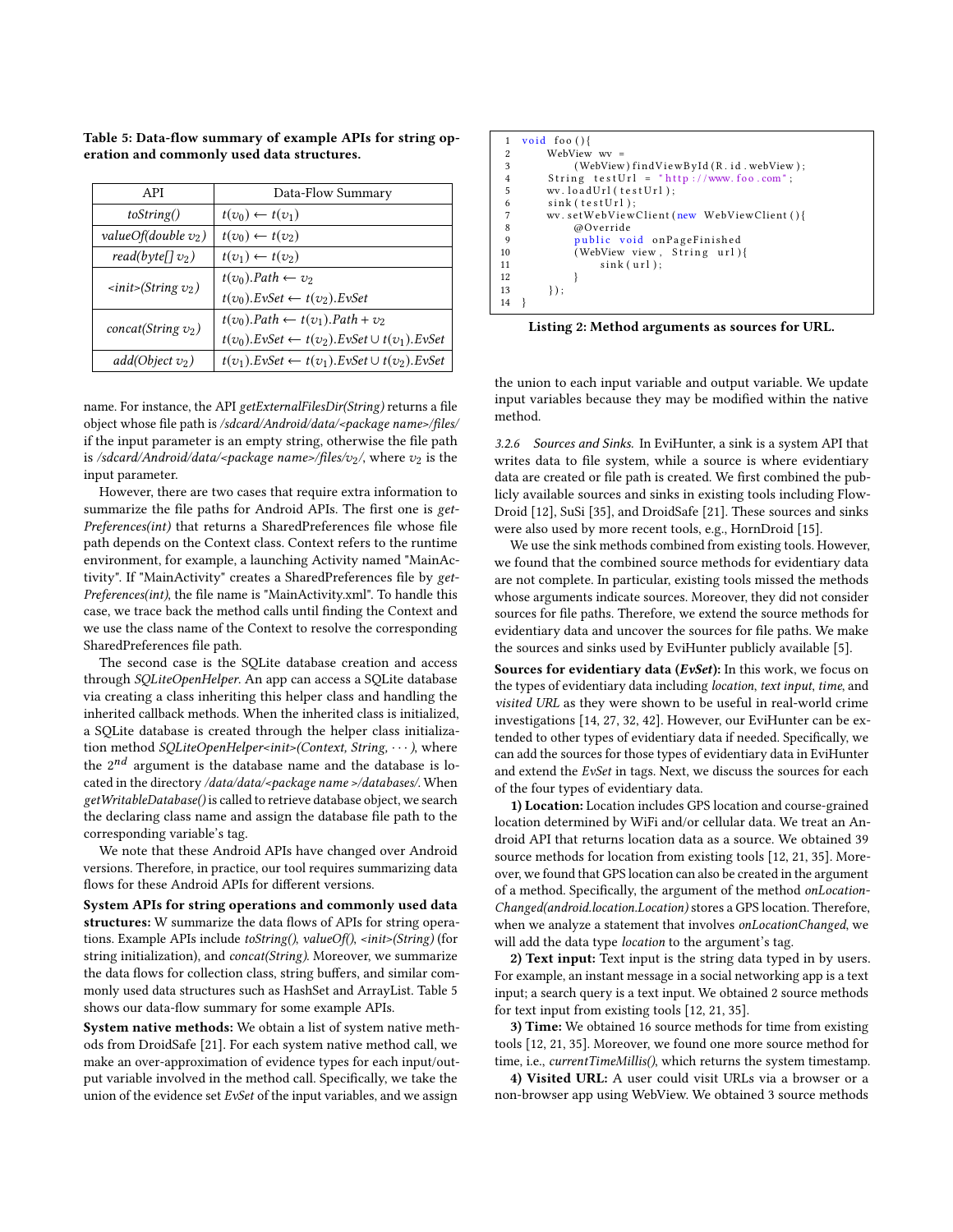**Table 5: Data-flow summary of example APIs for string operation and commonly used data structures.**

| API | Data-Flow Summary |
|---|---|
| *toString()* | $t(v_0) \leftarrow t(v_1)$ |
| *valueOf(double $v_2$)* | $t(v_0) \leftarrow t(v_2)$ |
| *read(byte[] $v_2$)* | $t(v_1) \leftarrow t(v_2)$ |
| *<init>(String $v_2$)* | $t(v_0).Path \leftarrow v_2$ <br> $t(v_0).EvSet \leftarrow t(v_2).EvSet$ |
| *concat(String $v_2$)* | $t(v_0).Path \leftarrow t(v_1).Path + v_2$ <br> $t(v_0).EvSet \leftarrow t(v_2).EvSet \cup t(v_1).EvSet$ |
| *add(Object $v_2$)* | $t(v_1).EvSet \leftarrow t(v_1).EvSet \cup t(v_2).EvSet$ |

name. For instance, the API *getExternalFilesDir(String)* returns a file object whose file path is */sdcard/Android/data/<package name>/files/* if the input parameter is an empty string, otherwise the file path is */sdcard/Android/data/<package name>/files/$v_2$/*, where $v_2$ is the input parameter.

However, there are two cases that require extra information to summarize the file paths for Android APIs. The first one is *getPreferences(int)* that returns a SharedPreferences file whose file path depends on the Context class. Context refers to the runtime environment, for example, a launching Activity named "MainActivity". If "MainActivity" creates a SharedPreferences file by *getPreferences(int)*, the file name is "MainActivity.xml". To handle this case, we trace back the method calls until finding the Context and we use the class name of the Context to resolve the corresponding SharedPreferences file path.

The second case is the SQLite database creation and access through *SQLiteOpenHelper*. An app can access a SQLite database via creating a class inheriting this helper class and handling the inherited callback methods. When the inherited class is initialized, a SQLite database is created through the helper class initialization method *SQLiteOpenHelper<init>(Context, String, $\cdots$)*, where the $2^{nd}$ argument is the database name and the database is located in the directory */data/data/<package name >/databases/*. When *getWritableDatabase()* is called to retrieve database object, we search the declaring class name and assign the database file path to the corresponding variable's tag.

We note that these Android APIs have changed over Android versions. Therefore, in practice, our tool requires summarizing data flows for these Android APIs for different versions.

**System APIs for string operations and commonly used data structures:** W summarize the data flows of APIs for string operations. Example APIs include *toString()*, *valueOf()*, *<init>(String)* (for string initialization), and *concat(String)*. Moreover, we summarize the data flows for collection class, string buffers, and similar commonly used data structures such as HashSet and ArrayList. Table 5 shows our data-flow summary for some example APIs.

**System native methods:** We obtain a list of system native methods from DroidSafe [21]. For each system native method call, we make an over-approximation of evidence types for each input/output variable involved in the method call. Specifically, we take the union of the evidence set *EvSet* of the input variables, and we assign

```
1  void foo(){
2      WebView wv =
3            (WebView)findViewById(R.id.webView);
4      String testUrl = "http://www.foo.com";
5      wv.loadUrl(testUrl);
6      sink(testUrl);
7      wv.setWebViewClient(new WebViewClient(){
8            @Override
9            public void onPageFinished
10           (WebView view, String url){
11                sink(url);
12           }
13     });
14 }
```

**Listing 2: Method arguments as sources for URL.**

the union to each input variable and output variable. We update input variables because they may be modified within the native method.

### 3.2.6 Sources and Sinks.

In EviHunter, a sink is a system API that writes data to file system, while a source is where evidentiary data are created or file path is created. We first combined the publicly available sources and sinks in existing tools including FlowDroid [12], SuSi [35], and DroidSafe [21]. These sources and sinks were also used by more recent tools, e.g., HornDroid [15].

We use the sink methods combined from existing tools. However, we found that the combined source methods for evidentiary data are not complete. In particular, existing tools missed the methods whose arguments indicate sources. Moreover, they did not consider sources for file paths. Therefore, we extend the source methods for evidentiary data and uncover the sources for file paths. We make the sources and sinks used by EviHunter publicly available [5].

**Sources for evidentiary data (*EvSet*):** In this work, we focus on the types of evidentiary data including *location*, *text input*, *time*, and *visited URL* as they were shown to be useful in real-world crime investigations [14, 27, 32, 42]. However, our EviHunter can be extended to other types of evidentiary data if needed. Specifically, we can add the sources for those types of evidentiary data in EviHunter and extend the *EvSet* in tags. Next, we discuss the sources for each of the four types of evidentiary data.

**1) Location:** Location includes GPS location and course-grained location determined by WiFi and/or cellular data. We treat an Android API that returns location data as a source. We obtained 39 source methods for location from existing tools [12, 21, 35]. Moreover, we found that GPS location can also be created in the argument of a method. Specifically, the argument of the method *onLocationChanged(android.location.Location)* stores a GPS location. Therefore, when we analyze a statement that involves *onLocationChanged*, we will add the data type *location* to the argument's tag.

**2) Text input:** Text input is the string data typed in by users. For example, an instant message in a social networking app is a text input; a search query is a text input. We obtained 2 source methods for text input from existing tools [12, 21, 35].

**3) Time:** We obtained 16 source methods for time from existing tools [12, 21, 35]. Moreover, we found one more source method for time, i.e., *currentTimeMillis()*, which returns the system timestamp.

**4) Visited URL:** A user could visit URLs via a browser or a non-browser app using WebView. We obtained 3 source methods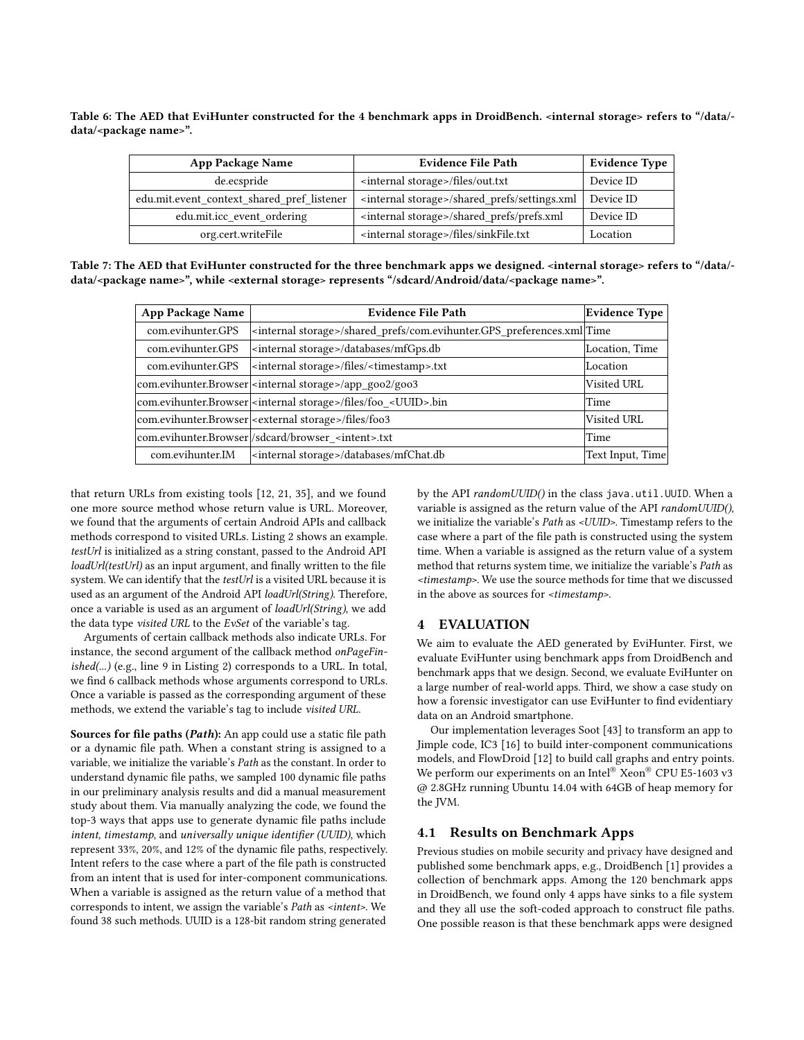**Table 6: The AED that EviHunter constructed for the 4 benchmark apps in DroidBench. <internal storage> refers to "/data/-data/<package name>".**

| App Package Name | Evidence File Path | Evidence Type |
|---|---|---|
| de.ecspride | <internal storage>/files/out.txt | Device ID |
| edu.mit.event_context_shared_pref_listener | <internal storage>/shared_prefs/settings.xml | Device ID |
| edu.mit.icc_event_ordering | <internal storage>/shared_prefs/prefs.xml | Device ID |
| org.cert.writeFile | <internal storage>/files/sinkFile.txt | Location |

**Table 7: The AED that EviHunter constructed for the three benchmark apps we designed. <internal storage> refers to "/data/-data/<package name>", while <external storage> represents "/sdcard/Android/data/<package name>".**

| App Package Name | Evidence File Path | Evidence Type |
|---|---|---|
| com.evihunter.GPS | <internal storage>/shared_prefs/com.evihunter.GPS_preferences.xml | Time |
| com.evihunter.GPS | <internal storage>/databases/mfGps.db | Location, Time |
| com.evihunter.GPS | <internal storage>/files/<timestamp>.txt | Location |
| com.evihunter.Browser | <internal storage>/app_goo2/goo3 | Visited URL |
| com.evihunter.Browser | <internal storage>/files/foo_<UUID>.bin | Time |
| com.evihunter.Browser | <external storage>/files/foo3 | Visited URL |
| com.evihunter.Browser | /sdcard/browser_<intent>.txt | Time |
| com.evihunter.IM | <internal storage>/databases/mfChat.db | Text Input, Time |

that return URLs from existing tools [12, 21, 35], and we found one more source method whose return value is URL. Moreover, we found that the arguments of certain Android APIs and callback methods correspond to visited URLs. Listing 2 shows an example. *testUrl* is initialized as a string constant, passed to the Android API *loadUrl(testUrl)* as an input argument, and finally written to the file system. We can identify that the *testUrl* is a visited URL because it is used as an argument of the Android API *loadUrl(String)*. Therefore, once a variable is used as an argument of *loadUrl(String)*, we add the data type *visited URL* to the *EvSet* of the variable's tag.

Arguments of certain callback methods also indicate URLs. For instance, the second argument of the callback method *onPageFinished(...)* (e.g., line 9 in Listing 2) corresponds to a URL. In total, we find 6 callback methods whose arguments correspond to URLs. Once a variable is passed as the corresponding argument of these methods, we extend the variable's tag to include *visited URL*.

**Sources for file paths (*Path*):** An app could use a static file path or a dynamic file path. When a constant string is assigned to a variable, we initialize the variable's *Path* as the constant. In order to understand dynamic file paths, we sampled 100 dynamic file paths in our preliminary analysis results and did a manual measurement study about them. Via manually analyzing the code, we found the top-3 ways that apps use to generate dynamic file paths include *intent*, *timestamp*, and *universally unique identifier (UUID)*, which represent 33%, 20%, and 12% of the dynamic file paths, respectively. Intent refers to the case where a part of the file path is constructed from an intent that is used for inter-component communications. When a variable is assigned as the return value of a method that corresponds to intent, we assign the variable's *Path* as *<intent>*. We found 38 such methods. UUID is a 128-bit random string generated by the API *randomUUID()* in the class `java.util.UUID`. When a variable is assigned as the return value of the API *randomUUID()*, we initialize the variable's *Path* as *<UUID>*. Timestamp refers to the case where a part of the file path is constructed using the system time. When a variable is assigned as the return value of a system method that returns system time, we initialize the variable's *Path* as *<timestamp>*. We use the source methods for time that we discussed in the above as sources for *<timestamp>*.

## 4 EVALUATION

We aim to evaluate the AED generated by EviHunter. First, we evaluate EviHunter using benchmark apps from DroidBench and benchmark apps that we design. Second, we evaluate EviHunter on a large number of real-world apps. Third, we show a case study on how a forensic investigator can use EviHunter to find evidentiary data on an Android smartphone.

Our implementation leverages Soot [43] to transform an app to Jimple code, IC3 [16] to build inter-component communications models, and FlowDroid [12] to build call graphs and entry points. We perform our experiments on an Intel® Xeon® CPU E5-1603 v3 @ 2.8GHz running Ubuntu 14.04 with 64GB of heap memory for the JVM.

### 4.1 Results on Benchmark Apps

Previous studies on mobile security and privacy have designed and published some benchmark apps, e.g., DroidBench [1] provides a collection of benchmark apps. Among the 120 benchmark apps in DroidBench, we found only 4 apps have sinks to a file system and they all use the soft-coded approach to construct file paths. One possible reason is that these benchmark apps were designed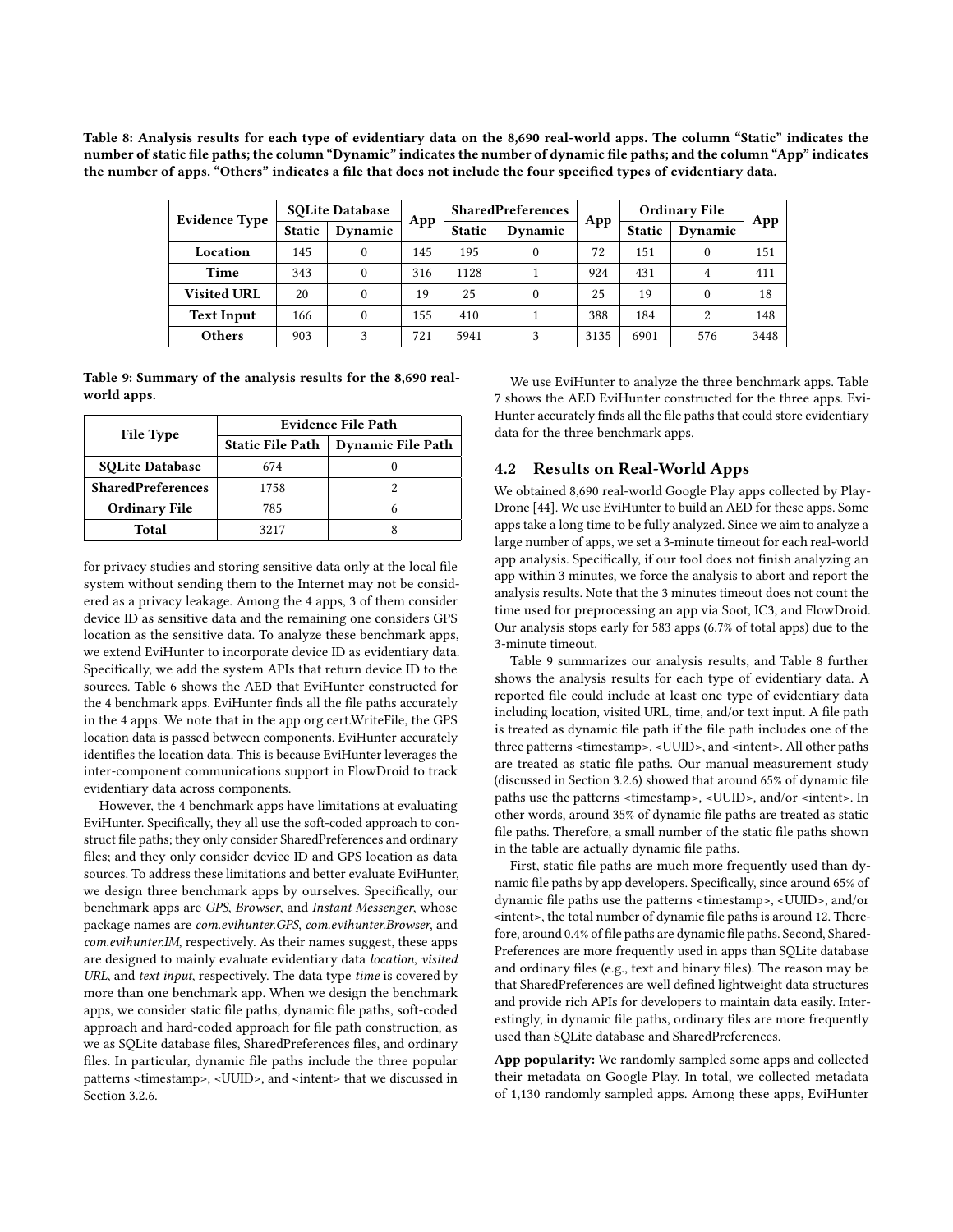Table 8: Analysis results for each type of evidentiary data on the 8,690 real-world apps. The column "Static" indicates the number of static file paths; the column "Dynamic" indicates the number of dynamic file paths; and the column "App" indicates the number of apps. "Others" indicates a file that does not include the four specified types of evidentiary data.

| Evidence Type | SQLite Database | | App | SharedPreferences | | App | Ordinary File | | App |
|---|---|---|---|---|---|---|---|---|---|
| | Static | Dynamic | | Static | Dynamic | | Static | Dynamic | |
| **Location** | 145 | 0 | 145 | 195 | 0 | 72 | 151 | 0 | 151 |
| **Time** | 343 | 0 | 316 | 1128 | 1 | 924 | 431 | 4 | 411 |
| **Visited URL** | 20 | 0 | 19 | 25 | 0 | 25 | 19 | 0 | 18 |
| **Text Input** | 166 | 0 | 155 | 410 | 1 | 388 | 184 | 2 | 148 |
| **Others** | 903 | 3 | 721 | 5941 | 3 | 3135 | 6901 | 576 | 3448 |

Table 9: Summary of the analysis results for the 8,690 real-world apps.

| File Type | Evidence File Path | |
|---|---|---|
| | Static File Path | Dynamic File Path |
| **SQLite Database** | 674 | 0 |
| **SharedPreferences** | 1758 | 2 |
| **Ordinary File** | 785 | 6 |
| **Total** | 3217 | 8 |

for privacy studies and storing sensitive data only at the local file system without sending them to the Internet may not be considered as a privacy leakage. Among the 4 apps, 3 of them consider device ID as sensitive data and the remaining one considers GPS location as the sensitive data. To analyze these benchmark apps, we extend EviHunter to incorporate device ID as evidentiary data. Specifically, we add the system APIs that return device ID to the sources. Table 6 shows the AED that EviHunter constructed for the 4 benchmark apps. EviHunter finds all the file paths accurately in the 4 apps. We note that in the app org.cert.WriteFile, the GPS location data is passed between components. EviHunter accurately identifies the location data. This is because EviHunter leverages the inter-component communications support in FlowDroid to track evidentiary data across components.

However, the 4 benchmark apps have limitations at evaluating EviHunter. Specifically, they all use the soft-coded approach to construct file paths; they only consider SharedPreferences and ordinary files; and they only consider device ID and GPS location as data sources. To address these limitations and better evaluate EviHunter, we design three benchmark apps by ourselves. Specifically, our benchmark apps are *GPS*, *Browser*, and *Instant Messenger*, whose package names are *com.evihunter.GPS*, *com.evihunter.Browser*, and *com.evihunter.IM*, respectively. As their names suggest, these apps are designed to mainly evaluate evidentiary data *location*, *visited URL*, and *text input*, respectively. The data type *time* is covered by more than one benchmark app. When we design the benchmark apps, we consider static file paths, dynamic file paths, soft-coded approach and hard-coded approach for file path construction, as we as SQLite database files, SharedPreferences files, and ordinary files. In particular, dynamic file paths include the three popular patterns <timestamp>, <UUID>, and <intent> that we discussed in Section 3.2.6.

We use EviHunter to analyze the three benchmark apps. Table 7 shows the AED EviHunter constructed for the three apps. EviHunter accurately finds all the file paths that could store evidentiary data for the three benchmark apps.

## 4.2 Results on Real-World Apps

We obtained 8,690 real-world Google Play apps collected by PlayDrone [44]. We use EviHunter to build an AED for these apps. Some apps take a long time to be fully analyzed. Since we aim to analyze a large number of apps, we set a 3-minute timeout for each real-world app analysis. Specifically, if our tool does not finish analyzing an app within 3 minutes, we force the analysis to abort and report the analysis results. Note that the 3 minutes timeout does not count the time used for preprocessing an app via Soot, IC3, and FlowDroid. Our analysis stops early for 583 apps (6.7% of total apps) due to the 3-minute timeout.

Table 9 summarizes our analysis results, and Table 8 further shows the analysis results for each type of evidentiary data. A reported file could include at least one type of evidentiary data including location, visited URL, time, and/or text input. A file path is treated as dynamic file path if the file path includes one of the three patterns <timestamp>, <UUID>, and <intent>. All other paths are treated as static file paths. Our manual measurement study (discussed in Section 3.2.6) showed that around 65% of dynamic file paths use the patterns <timestamp>, <UUID>, and/or <intent>. In other words, around 35% of dynamic file paths are treated as static file paths. Therefore, a small number of the static file paths shown in the table are actually dynamic file paths.

First, static file paths are much more frequently used than dynamic file paths by app developers. Specifically, since around 65% of dynamic file paths use the patterns <timestamp>, <UUID>, and/or <intent>, the total number of dynamic file paths is around 12. Therefore, around 0.4% of file paths are dynamic file paths. Second, SharedPreferences are more frequently used in apps than SQLite database and ordinary files (e.g., text and binary files). The reason may be that SharedPreferences are well defined lightweight data structures and provide rich APIs for developers to maintain data easily. Interestingly, in dynamic file paths, ordinary files are more frequently used than SQLite database and SharedPreferences.

**App popularity:** We randomly sampled some apps and collected their metadata on Google Play. In total, we collected metadata of 1,130 randomly sampled apps. Among these apps, EviHunter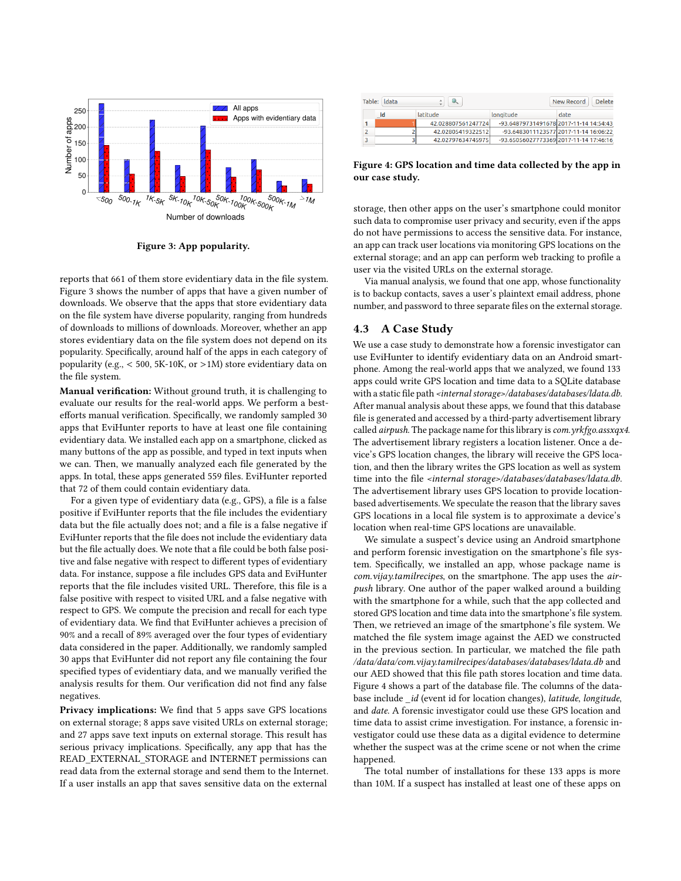Figure 3: App popularity.

reports that 661 of them store evidentiary data in the file system. Figure 3 shows the number of apps that have a given number of downloads. We observe that the apps that store evidentiary data on the file system have diverse popularity, ranging from hundreds of downloads to millions of downloads. Moreover, whether an app stores evidentiary data on the file system does not depend on its popularity. Specifically, around half of the apps in each category of popularity (e.g., < 500, 5K-10K, or >1M) store evidentiary data on the file system.

**Manual verification:** Without ground truth, it is challenging to evaluate our results for the real-world apps. We perform a best-efforts manual verification. Specifically, we randomly sampled 30 apps that EviHunter reports to have at least one file containing evidentiary data. We installed each app on a smartphone, clicked as many buttons of the app as possible, and typed in text inputs when we can. Then, we manually analyzed each file generated by the apps. In total, these apps generated 559 files. EviHunter reported that 72 of them could contain evidentiary data.

For a given type of evidentiary data (e.g., GPS), a file is a false positive if EviHunter reports that the file includes the evidentiary data but the file actually does not; and a file is a false negative if EviHunter reports that the file does not include the evidentiary data but the file actually does. We note that a file could be both false positive and false negative with respect to different types of evidentiary data. For instance, suppose a file includes GPS data and EviHunter reports that the file includes visited URL. Therefore, this file is a false positive with respect to visited URL and a false negative with respect to GPS. We compute the precision and recall for each type of evidentiary data. We find that EviHunter achieves a precision of 90% and a recall of 89% averaged over the four types of evidentiary data considered in the paper. We also randomly sampled 30 apps that EviHunter did not report any file containing the four specified types of evidentiary data, and we manually verified the analysis results for them. Our verification did not find any false negatives.

**Privacy implications:** We find that 5 apps save GPS locations on external storage; 8 apps save visited URLs on external storage; and 27 apps save text inputs on external storage. This result has serious privacy implications. Specifically, any app that has the READ_EXTERNAL_STORAGE and INTERNET permissions can read data from the external storage and send them to the Internet. If a user installs an app that saves sensitive data on the external storage, then other apps on the user's smartphone could monitor such data to compromise user privacy and security, even if the apps do not have permissions to access the sensitive data. For instance, an app can track user locations via monitoring GPS locations on the external storage; and an app can perform web tracking to profile a user via the visited URLs on the external storage.

Via manual analysis, we found that one app, whose functionality is to backup contacts, saves a user's plaintext email address, phone number, and password to three separate files on the external storage.

| _id | latitude | longitude | date |
|---|---|---|---|
| 1 | 42.028807561247724 | -93.64879731491678 | 2017-11-14 14:54:43 |
| 2 | 42.02805419322512 | -93.6483011123577 | 2017-11-14 16:06:22 |
| 3 | 42.02797634745975 | -93.65056027773369 | 2017-11-14 17:46:16 |

**Figure 4: GPS location and time data collected by the app in our case study.**

## 4.3 A Case Study

We use a case study to demonstrate how a forensic investigator can use EviHunter to identify evidentiary data on an Android smartphone. Among the real-world apps that we analyzed, we found 133 apps could write GPS location and time data to a SQLite database with a static file path *<internal storage>/databases/databases/ldata.db*. After manual analysis about these apps, we found that this database file is generated and accessed by a third-party advertisement library called *airpush*. The package name for this library is *com.yrkfgo.assxqx4*. The advertisement library registers a location listener. Once a device's GPS location changes, the library will receive the GPS location, and then the library writes the GPS location as well as system time into the file *<internal storage>/databases/databases/ldata.db*. The advertisement library uses GPS location to provide location-based advertisements. We speculate the reason that the library saves GPS locations in a local file system is to approximate a device's location when real-time GPS locations are unavailable.

We simulate a suspect's device using an Android smartphone and perform forensic investigation on the smartphone's file system. Specifically, we installed an app, whose package name is *com.vijay.tamilrecipes*, on the smartphone. The app uses the *airpush* library. One author of the paper walked around a building with the smartphone for a while, such that the app collected and stored GPS location and time data into the smartphone's file system. Then, we retrieved an image of the smartphone's file system. We matched the file system image against the AED we constructed in the previous section. In particular, we matched the file path */data/data/com.vijay.tamilrecipes/databases/databases/ldata.db* and our AED showed that this file path stores location and time data. Figure 4 shows a part of the database file. The columns of the database include *_id* (event id for location changes), *latitude*, *longitude*, and *date*. A forensic investigator could use these GPS location and time data to assist crime investigation. For instance, a forensic investigator could use these data as a digital evidence to determine whether the suspect was at the crime scene or not when the crime happened.

The total number of installations for these 133 apps is more than 10M. If a suspect has installed at least one of these apps on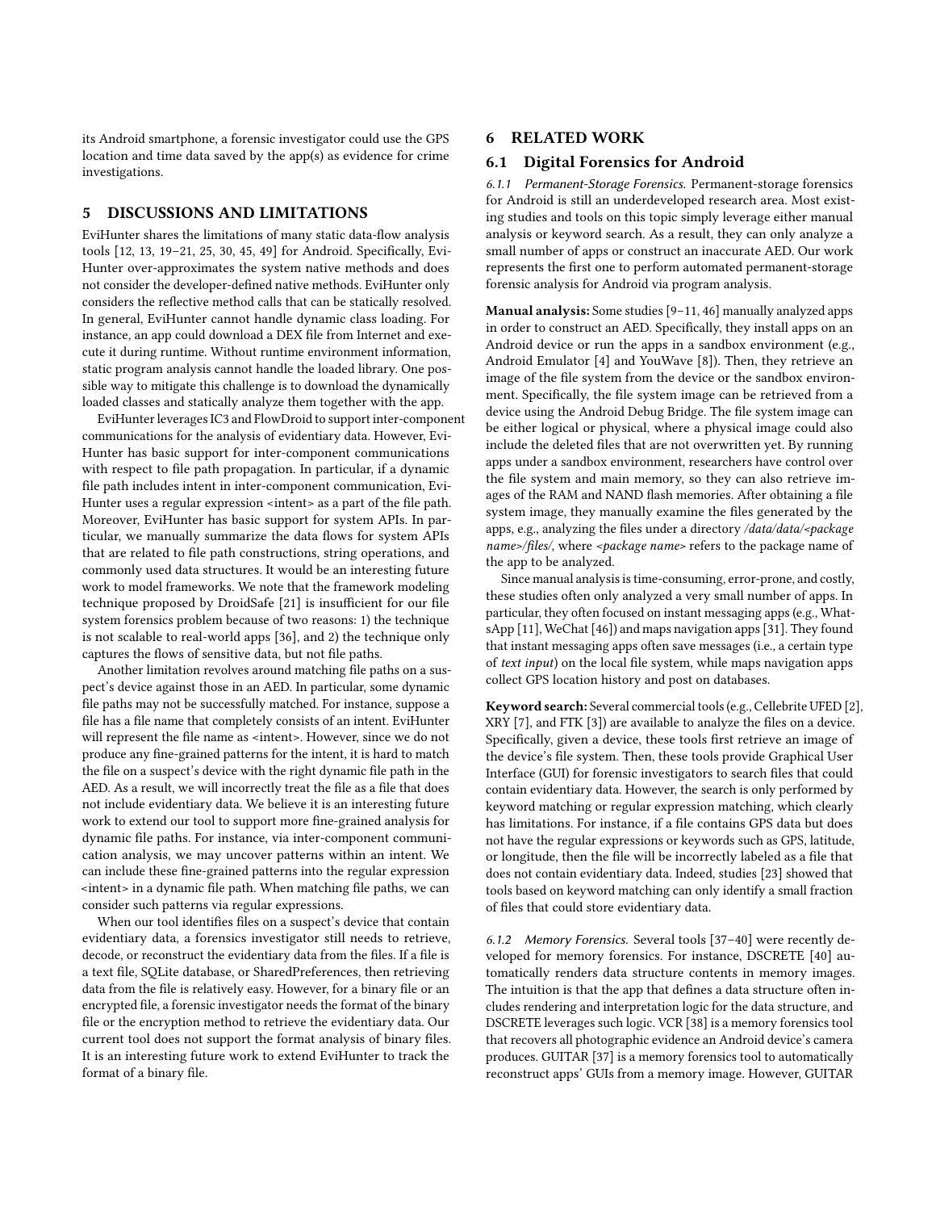its Android smartphone, a forensic investigator could use the GPS location and time data saved by the app(s) as evidence for crime investigations.

## 5 DISCUSSIONS AND LIMITATIONS

EviHunter shares the limitations of many static data-flow analysis tools [12, 13, 19–21, 25, 30, 45, 49] for Android. Specifically, EviHunter over-approximates the system native methods and does not consider the developer-defined native methods. EviHunter only considers the reflective method calls that can be statically resolved. In general, EviHunter cannot handle dynamic class loading. For instance, an app could download a DEX file from Internet and execute it during runtime. Without runtime environment information, static program analysis cannot handle the loaded library. One possible way to mitigate this challenge is to download the dynamically loaded classes and statically analyze them together with the app.

EviHunter leverages IC3 and FlowDroid to support inter-component communications for the analysis of evidentiary data. However, EviHunter has basic support for inter-component communications with respect to file path propagation. In particular, if a dynamic file path includes intent in inter-component communication, EviHunter uses a regular expression <intent> as a part of the file path. Moreover, EviHunter has basic support for system APIs. In particular, we manually summarize the data flows for system APIs that are related to file path constructions, string operations, and commonly used data structures. It would be an interesting future work to model frameworks. We note that the framework modeling technique proposed by DroidSafe [21] is insufficient for our file system forensics problem because of two reasons: 1) the technique is not scalable to real-world apps [36], and 2) the technique only captures the flows of sensitive data, but not file paths.

Another limitation revolves around matching file paths on a suspect's device against those in an AED. In particular, some dynamic file paths may not be successfully matched. For instance, suppose a file has a file name that completely consists of an intent. EviHunter will represent the file name as <intent>. However, since we do not produce any fine-grained patterns for the intent, it is hard to match the file on a suspect's device with the right dynamic file path in the AED. As a result, we will incorrectly treat the file as a file that does not include evidentiary data. We believe it is an interesting future work to extend our tool to support more fine-grained analysis for dynamic file paths. For instance, via inter-component communication analysis, we may uncover patterns within an intent. We can include these fine-grained patterns into the regular expression <intent> in a dynamic file path. When matching file paths, we can consider such patterns via regular expressions.

When our tool identifies files on a suspect's device that contain evidentiary data, a forensics investigator still needs to retrieve, decode, or reconstruct the evidentiary data from the files. If a file is a text file, SQLite database, or SharedPreferences, then retrieving data from the file is relatively easy. However, for a binary file or an encrypted file, a forensic investigator needs the format of the binary file or the encryption method to retrieve the evidentiary data. Our current tool does not support the format analysis of binary files. It is an interesting future work to extend EviHunter to track the format of a binary file.

## 6 RELATED WORK

### 6.1 Digital Forensics for Android

#### 6.1.1 *Permanent-Storage Forensics.*

Permanent-storage forensics for Android is still an underdeveloped research area. Most existing studies and tools on this topic simply leverage either manual analysis or keyword search. As a result, they can only analyze a small number of apps or construct an inaccurate AED. Our work represents the first one to perform automated permanent-storage forensic analysis for Android via program analysis.

**Manual analysis:** Some studies [9–11, 46] manually analyzed apps in order to construct an AED. Specifically, they install apps on an Android device or run the apps in a sandbox environment (e.g., Android Emulator [4] and YouWave [8]). Then, they retrieve an image of the file system from the device or the sandbox environment. Specifically, the file system image can be retrieved from a device using the Android Debug Bridge. The file system image can be either logical or physical, where a physical image could also include the deleted files that are not overwritten yet. By running apps under a sandbox environment, researchers have control over the file system and main memory, so they can also retrieve images of the RAM and NAND flash memories. After obtaining a file system image, they manually examine the files generated by the apps, e.g., analyzing the files under a directory */data/data/<package name>/files/*, where *<package name>* refers to the package name of the app to be analyzed.

Since manual analysis is time-consuming, error-prone, and costly, these studies often only analyzed a very small number of apps. In particular, they often focused on instant messaging apps (e.g., WhatsApp [11], WeChat [46]) and maps navigation apps [31]. They found that instant messaging apps often save messages (i.e., a certain type of *text input*) on the local file system, while maps navigation apps collect GPS location history and post on databases.

**Keyword search:** Several commercial tools (e.g., Cellebrite UFED [2], XRY [7], and FTK [3]) are available to analyze the files on a device. Specifically, given a device, these tools first retrieve an image of the device's file system. Then, these tools provide Graphical User Interface (GUI) for forensic investigators to search files that could contain evidentiary data. However, the search is only performed by keyword matching or regular expression matching, which clearly has limitations. For instance, if a file contains GPS data but does not have the regular expressions or keywords such as GPS, latitude, or longitude, then the file will be incorrectly labeled as a file that does not contain evidentiary data. Indeed, studies [23] showed that tools based on keyword matching can only identify a small fraction of files that could store evidentiary data.

#### 6.1.2 *Memory Forensics.*

Several tools [37–40] were recently developed for memory forensics. For instance, DSCRETE [40] automatically renders data structure contents in memory images. The intuition is that the app that defines a data structure often includes rendering and interpretation logic for the data structure, and DSCRETE leverages such logic. VCR [38] is a memory forensics tool that recovers all photographic evidence an Android device's camera produces. GUITAR [37] is a memory forensics tool to automatically reconstruct apps' GUIs from a memory image. However, GUITAR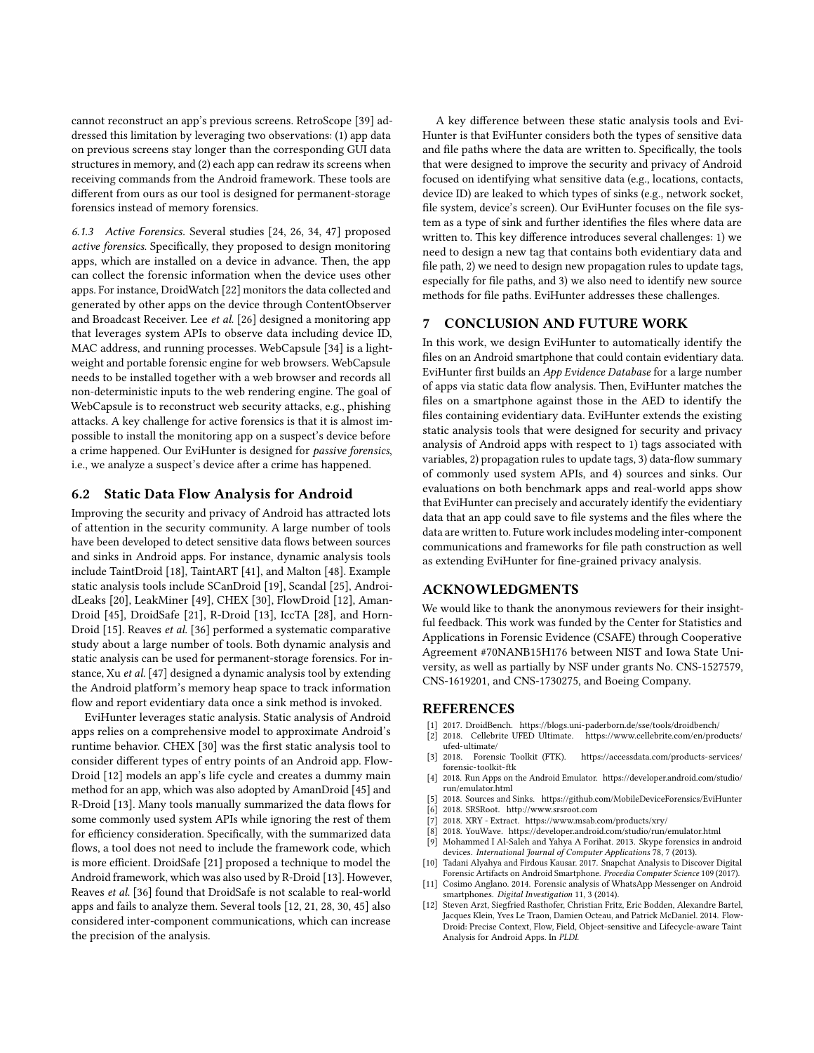cannot reconstruct an app's previous screens. RetroScope [39] addressed this limitation by leveraging two observations: (1) app data on previous screens stay longer than the corresponding GUI data structures in memory, and (2) each app can redraw its screens when receiving commands from the Android framework. These tools are different from ours as our tool is designed for permanent-storage forensics instead of memory forensics.

#### 6.1.3 Active Forensics.

Several studies [24, 26, 34, 47] proposed *active forensics*. Specifically, they proposed to design monitoring apps, which are installed on a device in advance. Then, the app can collect the forensic information when the device uses other apps. For instance, DroidWatch [22] monitors the data collected and generated by other apps on the device through ContentObserver and Broadcast Receiver. Lee *et al.* [26] designed a monitoring app that leverages system APIs to observe data including device ID, MAC address, and running processes. WebCapsule [34] is a lightweight and portable forensic engine for web browsers. WebCapsule needs to be installed together with a web browser and records all non-deterministic inputs to the web rendering engine. The goal of WebCapsule is to reconstruct web security attacks, e.g., phishing attacks. A key challenge for active forensics is that it is almost impossible to install the monitoring app on a suspect's device before a crime happened. Our EviHunter is designed for *passive forensics*, i.e., we analyze a suspect's device after a crime has happened.

### 6.2 Static Data Flow Analysis for Android

Improving the security and privacy of Android has attracted lots of attention in the security community. A large number of tools have been developed to detect sensitive data flows between sources and sinks in Android apps. For instance, dynamic analysis tools include TaintDroid [18], TaintART [41], and Malton [48]. Example static analysis tools include SCanDroid [19], Scandal [25], AndroidLeaks [20], LeakMiner [49], CHEX [30], FlowDroid [12], AmanDroid [45], DroidSafe [21], R-Droid [13], IccTA [28], and HornDroid [15]. Reaves *et al.* [36] performed a systematic comparative study about a large number of tools. Both dynamic analysis and static analysis can be used for permanent-storage forensics. For instance, Xu *et al.* [47] designed a dynamic analysis tool by extending the Android platform's memory heap space to track information flow and report evidentiary data once a sink method is invoked.

EviHunter leverages static analysis. Static analysis of Android apps relies on a comprehensive model to approximate Android's runtime behavior. CHEX [30] was the first static analysis tool to consider different types of entry points of an Android app. FlowDroid [12] models an app's life cycle and creates a dummy main method for an app, which was also adopted by AmanDroid [45] and R-Droid [13]. Many tools manually summarized the data flows for some commonly used system APIs while ignoring the rest of them for efficiency consideration. Specifically, with the summarized data flows, a tool does not need to include the framework code, which is more efficient. DroidSafe [21] proposed a technique to model the Android framework, which was also used by R-Droid [13]. However, Reaves *et al.* [36] found that DroidSafe is not scalable to real-world apps and fails to analyze them. Several tools [12, 21, 28, 30, 45] also considered inter-component communications, which can increase the precision of the analysis.

A key difference between these static analysis tools and EviHunter is that EviHunter considers both the types of sensitive data and file paths where the data are written to. Specifically, the tools that were designed to improve the security and privacy of Android focused on identifying what sensitive data (e.g., locations, contacts, device ID) are leaked to which types of sinks (e.g., network socket, file system, device's screen). Our EviHunter focuses on the file system as a type of sink and further identifies the files where data are written to. This key difference introduces several challenges: 1) we need to design a new tag that contains both evidentiary data and file path, 2) we need to design new propagation rules to update tags, especially for file paths, and 3) we also need to identify new source methods for file paths. EviHunter addresses these challenges.

## 7 CONCLUSION AND FUTURE WORK

In this work, we design EviHunter to automatically identify the files on an Android smartphone that could contain evidentiary data. EviHunter first builds an *App Evidence Database* for a large number of apps via static data flow analysis. Then, EviHunter matches the files on a smartphone against those in the AED to identify the files containing evidentiary data. EviHunter extends the existing static analysis tools that were designed for security and privacy analysis of Android apps with respect to 1) tags associated with variables, 2) propagation rules to update tags, 3) data-flow summary of commonly used system APIs, and 4) sources and sinks. Our evaluations on both benchmark apps and real-world apps show that EviHunter can precisely and accurately identify the evidentiary data that an app could save to file systems and the files where the data are written to. Future work includes modeling inter-component communications and frameworks for file path construction as well as extending EviHunter for fine-grained privacy analysis.

## ACKNOWLEDGMENTS

We would like to thank the anonymous reviewers for their insightful feedback. This work was funded by the Center for Statistics and Applications in Forensic Evidence (CSAFE) through Cooperative Agreement #70NANB15H176 between NIST and Iowa State University, as well as partially by NSF under grants No. CNS-1527579, CNS-1619201, and CNS-1730275, and Boeing Company.

## REFERENCES

- [1] 2017. DroidBench. https://blogs.uni-paderborn.de/sse/tools/droidbench/
- [2] 2018. Cellebrite UFED Ultimate. https://www.cellebrite.com/en/products/ufed-ultimate/
- [3] 2018. Forensic Toolkit (FTK). https://accessdata.com/products-services/forensic-toolkit-ftk
- [4] 2018. Run Apps on the Android Emulator. https://developer.android.com/studio/run/emulator.html
- [5] 2018. Sources and Sinks. https://github.com/MobileDeviceForensics/EviHunter
- [6] 2018. SRSRoot. http://www.srsroot.com
- [7] 2018. XRY - Extract. https://www.msab.com/products/xry/
- [8] 2018. YouWave. https://developer.android.com/studio/run/emulator.html
- [9] Mohammed I Al-Saleh and Yahya A Forihat. 2013. Skype forensics in android devices. *International Journal of Computer Applications* 78, 7 (2013).
- [10] Tadani Alyahya and Firdous Kausar. 2017. Snapchat Analysis to Discover Digital Forensic Artifacts on Android Smartphone. *Procedia Computer Science* 109 (2017).
- [11] Cosimo Anglano. 2014. Forensic analysis of WhatsApp Messenger on Android smartphones. *Digital Investigation* 11, 3 (2014).
- [12] Steven Arzt, Siegfried Rasthofer, Christian Fritz, Eric Bodden, Alexandre Bartel, Jacques Klein, Yves Le Traon, Damien Octeau, and Patrick McDaniel. 2014. FlowDroid: Precise Context, Flow, Field, Object-sensitive and Lifecycle-aware Taint Analysis for Android Apps. In *PLDI*.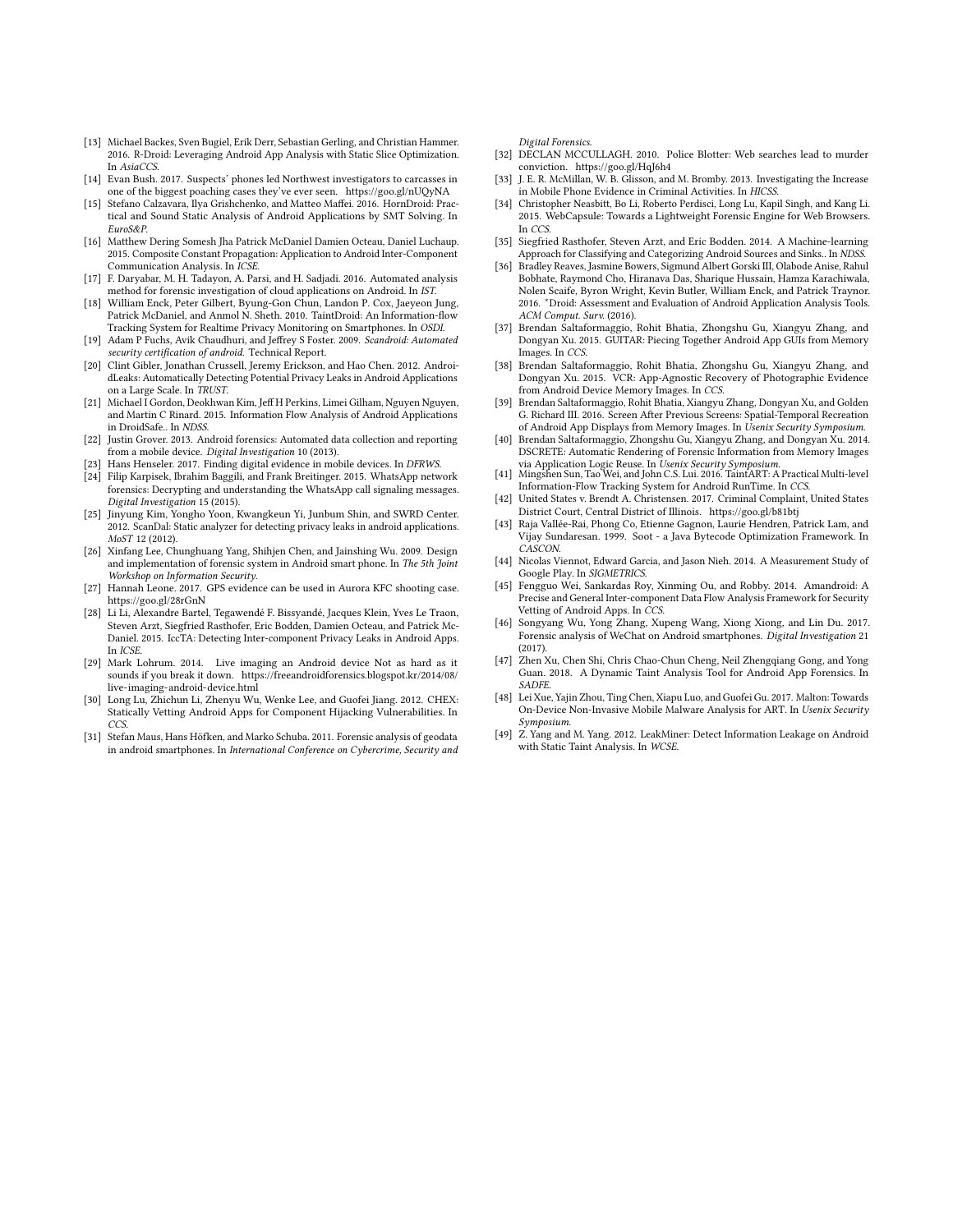[13] Michael Backes, Sven Bugiel, Erik Derr, Sebastian Gerling, and Christian Hammer. 2016. R-Droid: Leveraging Android App Analysis with Static Slice Optimization. In *AsiaCCS*.

[14] Evan Bush. 2017. Suspects' phones led Northwest investigators to carcasses in one of the biggest poaching cases they've ever seen. https://goo.gl/nUQyNA

[15] Stefano Calzavara, Ilya Grishchenko, and Matteo Maffei. 2016. HornDroid: Practical and Sound Static Analysis of Android Applications by SMT Solving. In *EuroS&P*.

[16] Matthew Dering Somesh Jha Patrick McDaniel Damien Octeau, Daniel Luchaup. 2015. Composite Constant Propagation: Application to Android Inter-Component Communication Analysis. In *ICSE*.

[17] F. Daryabar, M. H. Tadayon, A. Parsi, and H. Sadjadi. 2016. Automated analysis method for forensic investigation of cloud applications on Android. In *IST*.

[18] William Enck, Peter Gilbert, Byung-Gon Chun, Landon P. Cox, Jaeyeon Jung, Patrick McDaniel, and Anmol N. Sheth. 2010. TaintDroid: An Information-flow Tracking System for Realtime Privacy Monitoring on Smartphones. In *OSDI*.

[19] Adam P Fuchs, Avik Chaudhuri, and Jeffrey S Foster. 2009. *Scandroid: Automated security certification of android.* Technical Report.

[20] Clint Gibler, Jonathan Crussell, Jeremy Erickson, and Hao Chen. 2012. AndroidLeaks: Automatically Detecting Potential Privacy Leaks in Android Applications on a Large Scale. In *TRUST*.

[21] Michael I Gordon, Deokhwan Kim, Jeff H Perkins, Limei Gilham, Nguyen Nguyen, and Martin C Rinard. 2015. Information Flow Analysis of Android Applications in DroidSafe.. In *NDSS*.

[22] Justin Grover. 2013. Android forensics: Automated data collection and reporting from a mobile device. *Digital Investigation* 10 (2013).

[23] Hans Henseler. 2017. Finding digital evidence in mobile devices. In *DFRWS*.

[24] Filip Karpisek, Ibrahim Baggili, and Frank Breitinger. 2015. WhatsApp network forensics: Decrypting and understanding the WhatsApp call signaling messages. *Digital Investigation* 15 (2015).

[25] Jinyung Kim, Yongho Yoon, Kwangkeun Yi, Junbum Shin, and SWRD Center. 2012. ScanDal: Static analyzer for detecting privacy leaks in android applications. *MoST* 12 (2012).

[26] Xinfang Lee, Chunghuang Yang, Shihjen Chen, and Jainshing Wu. 2009. Design and implementation of forensic system in Android smart phone. In *The 5th Joint Workshop on Information Security*.

[27] Hannah Leone. 2017. GPS evidence can be used in Aurora KFC shooting case. https://goo.gl/28rGnN

[28] Li Li, Alexandre Bartel, Tegawendé F. Bissyandé, Jacques Klein, Yves Le Traon, Steven Arzt, Siegfried Rasthofer, Eric Bodden, Damien Octeau, and Patrick McDaniel. 2015. IccTA: Detecting Inter-component Privacy Leaks in Android Apps. In *ICSE*.

[29] Mark Lohrum. 2014. Live imaging an Android device Not as hard as it sounds if you break it down. https://freeandroidforensics.blogspot.kr/2014/08/live-imaging-android-device.html

[30] Long Lu, Zhichun Li, Zhenyu Wu, Wenke Lee, and Guofei Jiang. 2012. CHEX: Statically Vetting Android Apps for Component Hijacking Vulnerabilities. In *CCS*.

[31] Stefan Maus, Hans Höfken, and Marko Schuba. 2011. Forensic analysis of geodata in android smartphones. In *International Conference on Cybercrime, Security and Digital Forensics*.

[32] DECLAN MCCULLAGH. 2010. Police Blotter: Web searches lead to murder conviction. https://goo.gl/HqJ6h4

[33] J. E. R. McMillan, W. B. Glisson, and M. Bromby. 2013. Investigating the Increase in Mobile Phone Evidence in Criminal Activities. In *HICSS*.

[34] Christopher Neasbitt, Bo Li, Roberto Perdisci, Long Lu, Kapil Singh, and Kang Li. 2015. WebCapsule: Towards a Lightweight Forensic Engine for Web Browsers. In *CCS*.

[35] Siegfried Rasthofer, Steven Arzt, and Eric Bodden. 2014. A Machine-learning Approach for Classifying and Categorizing Android Sources and Sinks.. In *NDSS*.

[36] Bradley Reaves, Jasmine Bowers, Sigmund Albert Gorski III, Olabode Anise, Rahul Bobhate, Raymond Cho, Hiranava Das, Sharique Hussain, Hamza Karachiwala, Nolen Scaife, Byron Wright, Kevin Butler, William Enck, and Patrick Traynor. 2016. *Droid: Assessment and Evaluation of Android Application Analysis Tools. *ACM Comput. Surv.* (2016).

[37] Brendan Saltaformaggio, Rohit Bhatia, Zhongshu Gu, Xiangyu Zhang, and Dongyan Xu. 2015. GUITAR: Piecing Together Android App GUIs from Memory Images. In *CCS*.

[38] Brendan Saltaformaggio, Rohit Bhatia, Zhongshu Gu, Xiangyu Zhang, and Dongyan Xu. 2015. VCR: App-Agnostic Recovery of Photographic Evidence from Android Device Memory Images. In *CCS*.

[39] Brendan Saltaformaggio, Rohit Bhatia, Xiangyu Zhang, Dongyan Xu, and Golden G. Richard III. 2016. Screen After Previous Screens: Spatial-Temporal Recreation of Android App Displays from Memory Images. In *Usenix Security Symposium*.

[40] Brendan Saltaformaggio, Zhongshu Gu, Xiangyu Zhang, and Dongyan Xu. 2014. DSCRETE: Automatic Rendering of Forensic Information from Memory Images via Application Logic Reuse. In *Usenix Security Symposium*.

[41] Mingshen Sun, Tao Wei, and John C.S. Lui. 2016. TaintART: A Practical Multi-level Information-Flow Tracking System for Android RunTime. In *CCS*.

[42] United States v. Brendt A. Christensen. 2017. Criminal Complaint, United States District Court, Central District of Illinois. https://goo.gl/b81btj

[43] Raja Vallée-Rai, Phong Co, Etienne Gagnon, Laurie Hendren, Patrick Lam, and Vijay Sundaresan. 1999. Soot - a Java Bytecode Optimization Framework. In *CASCON*.

[44] Nicolas Viennot, Edward Garcia, and Jason Nieh. 2014. A Measurement Study of Google Play. In *SIGMETRICS*.

[45] Fengguo Wei, Sankardas Roy, Xinming Ou, and Robby. 2014. Amandroid: A Precise and General Inter-component Data Flow Analysis Framework for Security Vetting of Android Apps. In *CCS*.

[46] Songyang Wu, Yong Zhang, Xupeng Wang, Xiong Xiong, and Lin Du. 2017. Forensic analysis of WeChat on Android smartphones. *Digital Investigation* 21 (2017).

[47] Zhen Xu, Chen Shi, Chris Chao-Chun Cheng, Neil Zhengqiang Gong, and Yong Guan. 2018. A Dynamic Taint Analysis Tool for Android App Forensics. In *SADFE*.

[48] Lei Xue, Yajin Zhou, Ting Chen, Xiapu Luo, and Guofei Gu. 2017. Malton: Towards On-Device Non-Invasive Mobile Malware Analysis for ART. In *Usenix Security Symposium*.

[49] Z. Yang and M. Yang. 2012. LeakMiner: Detect Information Leakage on Android with Static Taint Analysis. In *WCSE*.